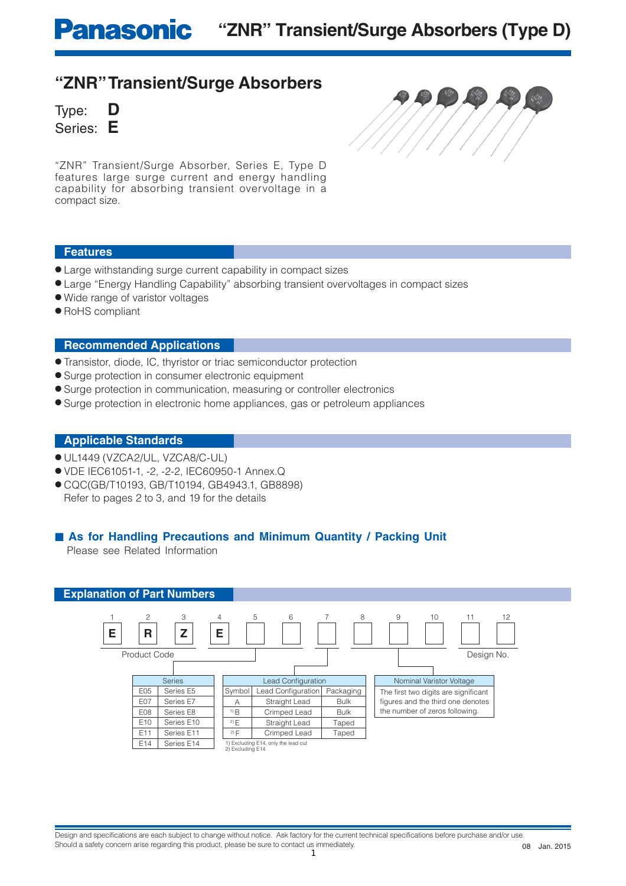# "ZNR" Transient/Surge Absorbers

Type: **D**
Series: **E**

"ZNR" Transient/Surge Absorber, Series E, Type D features large surge current and energy handling capability for absorbing transient overvoltage in a compact size.

## Features

- Large withstanding surge current capability in compact sizes
- Large "Energy Handling Capability" absorbing transient overvoltages in compact sizes
- Wide range of varistor voltages
- RoHS compliant

## Recommended Applications

- Transistor, diode, IC, thyristor or triac semiconductor protection
- Surge protection in consumer electronic equipment
- Surge protection in communication, measuring or controller electronics
- Surge protection in electronic home appliances, gas or petroleum appliances

## Applicable Standards

- UL1449 (VZCA2/UL, VZCA8/C-UL)
- VDE IEC61051-1, -2, -2-2, IEC60950-1 Annex.Q
- CQC(GB/T10193, GB/T10194, GB4943.1, GB8898)
  Refer to pages 2 to 3, and 19 for the details

### ■ As for Handling Precautions and Minimum Quantity / Packing Unit

Please see Related Information

## Explanation of Part Numbers

| 1 | 2 | 3 | 4 | 5 | 6 | 7 | 8 | 9 | 10 | 11 | 12 |
|---|---|---|---|---|---|---|---|---|---|---|---|
| E | R | Z | E | | | | | | | | |

Positions 1–4: Product Code; 5–6: Series; 7: Lead Configuration; 8–10: Nominal Varistor Voltage; 11–12: Design No.

**Series**

| Series | |
|---|---|
| E05 | Series E5 |
| E07 | Series E7 |
| E08 | Series E8 |
| E10 | Series E10 |
| E11 | Series E11 |
| E14 | Series E14 |

**Lead Configuration**

| Symbol | Lead Configuration | Packaging |
|---|---|---|
| A | Straight Lead | Bulk |
| 1) B | Crimped Lead | Bulk |
| 2) E | Straight Lead | Taped |
| 2) F | Crimped Lead | Taped |

1) Excluding E14, only the lead cut
2) Excluding E14

**Nominal Varistor Voltage**

The first two digits are significant figures and the third one denotes the number of zeros following.

Design and specifications are each subject to change without notice. Ask factory for the current technical specifications before purchase and/or use.
Should a safety concern arise regarding this product, please be sure to contact us immediately.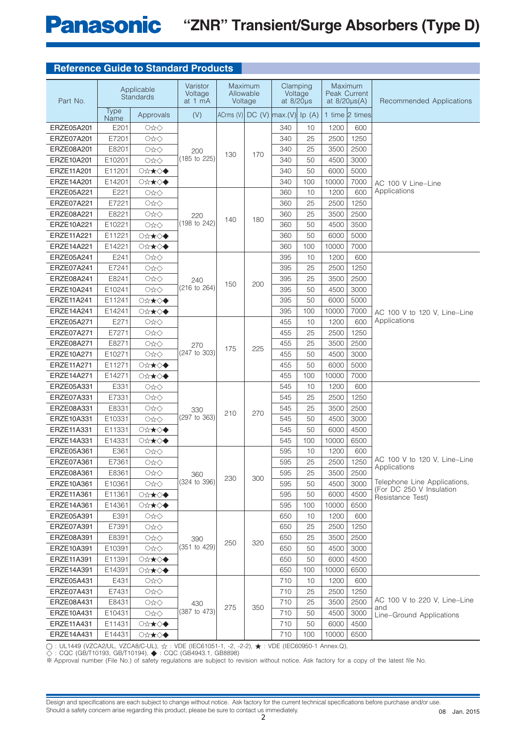# "ZNR" Transient/Surge Absorbers (Type D)

## Reference Guide to Standard Products

| Part No. | Applicable Standards | | Varistor Voltage at 1 mA | Maximum Allowable Voltage | | Clamping Voltage at 8/20μs | | Maximum Peak Current at 8/20μs(A) | | Recommended Applications |
|---|---|---|---|---|---|---|---|---|---|---|
| | Type Name | Approvals | (V) | ACrms (V) | DC (V) | max.(V) | Ip (A) | 1 time | 2 times | |
| ERZE05A201 | E201 | ○☆◇ | 200 (185 to 225) | 130 | 170 | 340 | 10 | 1200 | 600 | AC 100 V Line–Line Applications |
| ERZE07A201 | E7201 | ○☆◇ | | | | 340 | 25 | 2500 | 1250 | |
| ERZE08A201 | E8201 | ○☆◇ | | | | 340 | 25 | 3500 | 2500 | |
| ERZE10A201 | E10201 | ○☆◇ | | | | 340 | 50 | 4500 | 3000 | |
| ERZE11A201 | E11201 | ○☆★◇◆ | | | | 340 | 50 | 6000 | 5000 | |
| ERZE14A201 | E14201 | ○☆★◇◆ | | | | 340 | 100 | 10000 | 7000 | |
| ERZE05A221 | E221 | ○☆◇ | 220 (198 to 242) | 140 | 180 | 360 | 10 | 1200 | 600 | |
| ERZE07A221 | E7221 | ○☆◇ | | | | 360 | 25 | 2500 | 1250 | |
| ERZE08A221 | E8221 | ○☆◇ | | | | 360 | 25 | 3500 | 2500 | |
| ERZE10A221 | E10221 | ○☆◇ | | | | 360 | 50 | 4500 | 3500 | |
| ERZE11A221 | E11221 | ○☆★◇◆ | | | | 360 | 50 | 6000 | 5000 | |
| ERZE14A221 | E14221 | ○☆★◇◆ | | | | 360 | 100 | 10000 | 7000 | |
| ERZE05A241 | E241 | ○☆◇ | 240 (216 to 264) | 150 | 200 | 395 | 10 | 1200 | 600 | AC 100 V to 120 V, Line–Line Applications |
| ERZE07A241 | E7241 | ○☆◇ | | | | 395 | 25 | 2500 | 1250 | |
| ERZE08A241 | E8241 | ○☆◇ | | | | 395 | 25 | 3500 | 2500 | |
| ERZE10A241 | E10241 | ○☆◇ | | | | 395 | 50 | 4500 | 3000 | |
| ERZE11A241 | E11241 | ○☆★◇◆ | | | | 395 | 50 | 6000 | 5000 | |
| ERZE14A241 | E14241 | ○☆★◇◆ | | | | 395 | 100 | 10000 | 7000 | |
| ERZE05A271 | E271 | ○☆◇ | 270 (247 to 303) | 175 | 225 | 455 | 10 | 1200 | 600 | |
| ERZE07A271 | E7271 | ○☆◇ | | | | 455 | 25 | 2500 | 1250 | |
| ERZE08A271 | E8271 | ○☆◇ | | | | 455 | 25 | 3500 | 2500 | |
| ERZE10A271 | E10271 | ○☆◇ | | | | 455 | 50 | 4500 | 3000 | |
| ERZE11A271 | E11271 | ○☆★◇◆ | | | | 455 | 50 | 6000 | 5000 | |
| ERZE14A271 | E14271 | ○☆★◇◆ | | | | 455 | 100 | 10000 | 7000 | |
| ERZE05A331 | E331 | ○☆◇ | 330 (297 to 363) | 210 | 270 | 545 | 10 | 1200 | 600 | AC 100 V to 120 V, Line–Line Applications<br>Telephone Line Applications, (For DC 250 V Insulation Resistance Test) |
| ERZE07A331 | E7331 | ○☆◇ | | | | 545 | 25 | 2500 | 1250 | |
| ERZE08A331 | E8331 | ○☆◇ | | | | 545 | 25 | 3500 | 2500 | |
| ERZE10A331 | E10331 | ○☆◇ | | | | 545 | 50 | 4500 | 3000 | |
| ERZE11A331 | E11331 | ○☆★◇◆ | | | | 545 | 50 | 6000 | 4500 | |
| ERZE14A331 | E14331 | ○☆★◇◆ | | | | 545 | 100 | 10000 | 6500 | |
| ERZE05A361 | E361 | ○☆◇ | 360 (324 to 396) | 230 | 300 | 595 | 10 | 1200 | 600 | |
| ERZE07A361 | E7361 | ○☆◇ | | | | 595 | 25 | 2500 | 1250 | |
| ERZE08A361 | E8361 | ○☆◇ | | | | 595 | 25 | 3500 | 2500 | |
| ERZE10A361 | E10361 | ○☆◇ | | | | 595 | 50 | 4500 | 3000 | |
| ERZE11A361 | E11361 | ○☆★◇◆ | | | | 595 | 50 | 6000 | 4500 | |
| ERZE14A361 | E14361 | ○☆★◇◆ | | | | 595 | 100 | 10000 | 6500 | |
| ERZE05A391 | E391 | ○☆◇ | 390 (351 to 429) | 250 | 320 | 650 | 10 | 1200 | 600 | |
| ERZE07A391 | E7391 | ○☆◇ | | | | 650 | 25 | 2500 | 1250 | |
| ERZE08A391 | E8391 | ○☆◇ | | | | 650 | 25 | 3500 | 2500 | |
| ERZE10A391 | E10391 | ○☆◇ | | | | 650 | 50 | 4500 | 3000 | |
| ERZE11A391 | E11391 | ○☆★◇◆ | | | | 650 | 50 | 6000 | 4500 | |
| ERZE14A391 | E14391 | ○☆★◇◆ | | | | 650 | 100 | 10000 | 6500 | |
| ERZE05A431 | E431 | ○☆◇ | 430 (387 to 473) | 275 | 350 | 710 | 10 | 1200 | 600 | AC 100 V to 220 V, Line–Line and Line–Ground Applications |
| ERZE07A431 | E7431 | ○☆◇ | | | | 710 | 25 | 2500 | 1250 | |
| ERZE08A431 | E8431 | ○☆◇ | | | | 710 | 25 | 3500 | 2500 | |
| ERZE10A431 | E10431 | ○☆◇ | | | | 710 | 50 | 4500 | 3000 | |
| ERZE11A431 | E11431 | ○☆★◇◆ | | | | 710 | 50 | 6000 | 4500 | |
| ERZE14A431 | E14431 | ○☆★◇◆ | | | | 710 | 100 | 10000 | 6500 | |

○ : UL1449 (VZCA2/UL, VZCA8/C-UL), ☆ : VDE (IEC61051-1, -2, -2-2), ★ : VDE (IEC60950-1 Annex.Q),
◇ : CQC (GB/T10193, GB/T10194), ◆ : CQC (GB4943.1, GB8898)
※ Approval number (File No.) of safety regulations are subject to revision without notice. Ask factory for a copy of the latest file No.

Design and specifications are each subject to change without notice. Ask factory for the current technical specifications before purchase and/or use.
Should a safety concern arise regarding this product, please be sure to contact us immediately.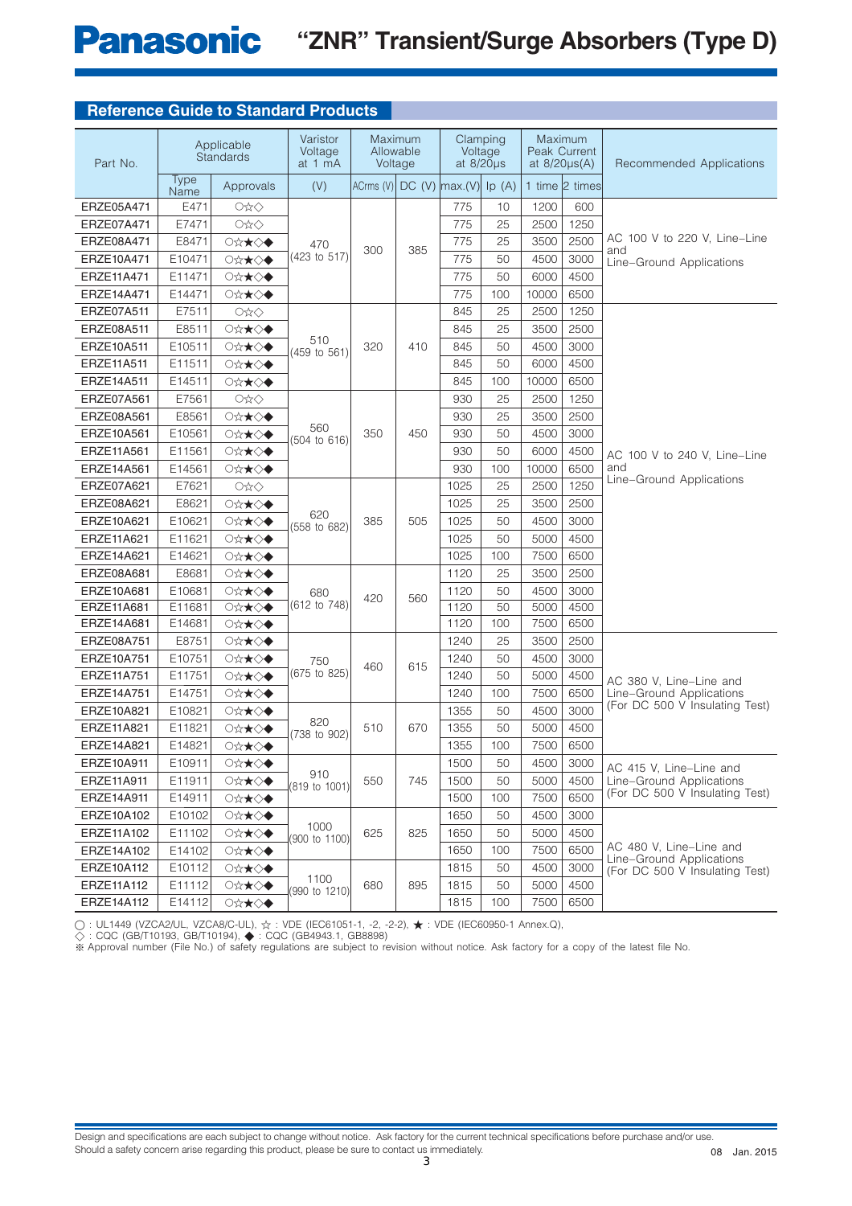## Reference Guide to Standard Products

| Part No. | Applicable Standards | | Varistor Voltage at 1 mA | Maximum Allowable Voltage | | Clamping Voltage at 8/20μs | | Maximum Peak Current at 8/20μs(A) | | Recommended Applications |
|---|---|---|---|---|---|---|---|---|---|---|
| | Type Name | Approvals | (V) | ACrms (V) | DC (V) | max.(V) | Ip (A) | 1 time | 2 times | |
| ERZE05A471 | E471 | ○☆◇ | 470 (423 to 517) | 300 | 385 | 775 | 10 | 1200 | 600 | AC 100 V to 220 V, Line–Line and Line–Ground Applications |
| ERZE07A471 | E7471 | ○☆◇ | | | | 775 | 25 | 2500 | 1250 | |
| ERZE08A471 | E8471 | ○☆★◇◆ | | | | 775 | 25 | 3500 | 2500 | |
| ERZE10A471 | E10471 | ○☆★◇◆ | | | | 775 | 50 | 4500 | 3000 | |
| ERZE11A471 | E11471 | ○☆★◇◆ | | | | 775 | 50 | 6000 | 4500 | |
| ERZE14A471 | E14471 | ○☆★◇◆ | | | | 775 | 100 | 10000 | 6500 | |
| ERZE07A511 | E7511 | ○☆◇ | 510 (459 to 561) | 320 | 410 | 845 | 25 | 2500 | 1250 | AC 100 V to 240 V, Line–Line and Line–Ground Applications |
| ERZE08A511 | E8511 | ○☆★◇◆ | | | | 845 | 25 | 3500 | 2500 | |
| ERZE10A511 | E10511 | ○☆★◇◆ | | | | 845 | 50 | 4500 | 3000 | |
| ERZE11A511 | E11511 | ○☆★◇◆ | | | | 845 | 50 | 6000 | 4500 | |
| ERZE14A511 | E14511 | ○☆★◇◆ | | | | 845 | 100 | 10000 | 6500 | |
| ERZE07A561 | E7561 | ○☆◇ | 560 (504 to 616) | 350 | 450 | 930 | 25 | 2500 | 1250 | |
| ERZE08A561 | E8561 | ○☆★◇◆ | | | | 930 | 25 | 3500 | 2500 | |
| ERZE10A561 | E10561 | ○☆★◇◆ | | | | 930 | 50 | 4500 | 3000 | |
| ERZE11A561 | E11561 | ○☆★◇◆ | | | | 930 | 50 | 6000 | 4500 | |
| ERZE14A561 | E14561 | ○☆★◇◆ | | | | 930 | 100 | 10000 | 6500 | |
| ERZE07A621 | E7621 | ○☆◇ | 620 (558 to 682) | 385 | 505 | 1025 | 25 | 2500 | 1250 | |
| ERZE08A621 | E8621 | ○☆★◇◆ | | | | 1025 | 25 | 3500 | 2500 | |
| ERZE10A621 | E10621 | ○☆★◇◆ | | | | 1025 | 50 | 4500 | 3000 | |
| ERZE11A621 | E11621 | ○☆★◇◆ | | | | 1025 | 50 | 5000 | 4500 | |
| ERZE14A621 | E14621 | ○☆★◇◆ | | | | 1025 | 100 | 7500 | 6500 | |
| ERZE08A681 | E8681 | ○☆★◇◆ | 680 (612 to 748) | 420 | 560 | 1120 | 25 | 3500 | 2500 | |
| ERZE10A681 | E10681 | ○☆★◇◆ | | | | 1120 | 50 | 4500 | 3000 | |
| ERZE11A681 | E11681 | ○☆★◇◆ | | | | 1120 | 50 | 5000 | 4500 | |
| ERZE14A681 | E14681 | ○☆★◇◆ | | | | 1120 | 100 | 7500 | 6500 | |
| ERZE08A751 | E8751 | ○☆★◇◆ | 750 (675 to 825) | 460 | 615 | 1240 | 25 | 3500 | 2500 | AC 380 V, Line–Line and Line–Ground Applications (For DC 500 V Insulating Test) |
| ERZE10A751 | E10751 | ○☆★◇◆ | | | | 1240 | 50 | 4500 | 3000 | |
| ERZE11A751 | E11751 | ○☆★◇◆ | | | | 1240 | 50 | 5000 | 4500 | |
| ERZE14A751 | E14751 | ○☆★◇◆ | | | | 1240 | 100 | 7500 | 6500 | |
| ERZE10A821 | E10821 | ○☆★◇◆ | 820 (738 to 902) | 510 | 670 | 1355 | 50 | 4500 | 3000 | |
| ERZE11A821 | E11821 | ○☆★◇◆ | | | | 1355 | 50 | 5000 | 4500 | |
| ERZE14A821 | E14821 | ○☆★◇◆ | | | | 1355 | 100 | 7500 | 6500 | |
| ERZE10A911 | E10911 | ○☆★◇◆ | 910 (819 to 1001) | 550 | 745 | 1500 | 50 | 4500 | 3000 | AC 415 V, Line–Line and Line–Ground Applications (For DC 500 V Insulating Test) |
| ERZE11A911 | E11911 | ○☆★◇◆ | | | | 1500 | 50 | 5000 | 4500 | |
| ERZE14A911 | E14911 | ○☆★◇◆ | | | | 1500 | 100 | 7500 | 6500 | |
| ERZE10A102 | E10102 | ○☆★◇◆ | 1000 (900 to 1100) | 625 | 825 | 1650 | 50 | 4500 | 3000 | AC 480 V, Line–Line and Line–Ground Applications (For DC 500 V Insulating Test) |
| ERZE11A102 | E11102 | ○☆★◇◆ | | | | 1650 | 50 | 5000 | 4500 | |
| ERZE14A102 | E14102 | ○☆★◇◆ | | | | 1650 | 100 | 7500 | 6500 | |
| ERZE10A112 | E10112 | ○☆★◇◆ | 1100 (990 to 1210) | 680 | 895 | 1815 | 50 | 4500 | 3000 | |
| ERZE11A112 | E11112 | ○☆★◇◆ | | | | 1815 | 50 | 5000 | 4500 | |
| ERZE14A112 | E14112 | ○☆★◇◆ | | | | 1815 | 100 | 7500 | 6500 | |

○ : UL1449 (VZCA2/UL, VZCA8/C-UL), ☆ : VDE (IEC61051-1, -2, -2-2), ★ : VDE (IEC60950-1 Annex.Q),
◇ : CQC (GB/T10193, GB/T10194), ◆ : CQC (GB4943.1, GB8898)
※ Approval number (File No.) of safety regulations are subject to revision without notice. Ask factory for a copy of the latest file No.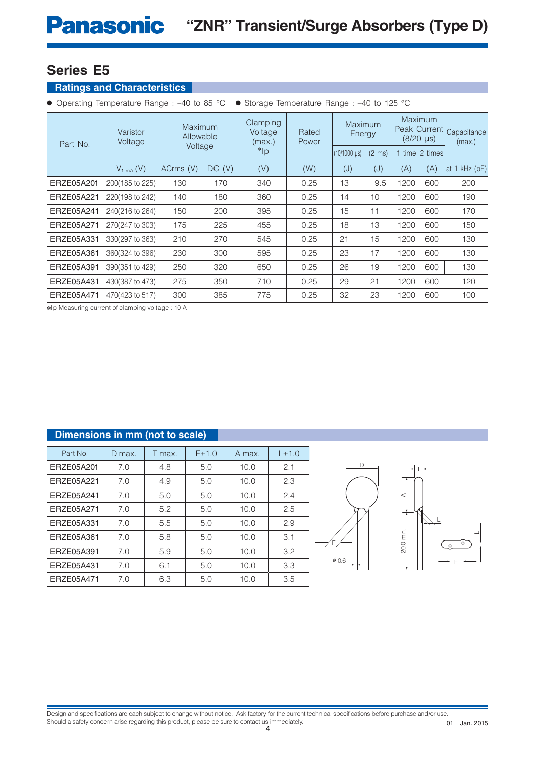## Series E5

### Ratings and Characteristics

● Operating Temperature Range : –40 to 85 °C ● Storage Temperature Range : –40 to 125 °C

| Part No. | Varistor Voltage | Maximum Allowable Voltage | | Clamping Voltage (max.) *Ip | Rated Power | Maximum Energy | | Maximum Peak Current (8/20 µs) | | Capacitance (max.) |
|---|---|---|---|---|---|---|---|---|---|---|
| | | | | | | (10/1000 µs) | (2 ms) | 1 time | 2 times | |
| | $V_{1\ mA}$ (V) | ACrms (V) | DC (V) | (V) | (W) | (J) | (J) | (A) | (A) | at 1 kHz (pF) |
| ERZE05A201 | 200(185 to 225) | 130 | 170 | 340 | 0.25 | 13 | 9.5 | 1200 | 600 | 200 |
| ERZE05A221 | 220(198 to 242) | 140 | 180 | 360 | 0.25 | 14 | 10 | 1200 | 600 | 190 |
| ERZE05A241 | 240(216 to 264) | 150 | 200 | 395 | 0.25 | 15 | 11 | 1200 | 600 | 170 |
| ERZE05A271 | 270(247 to 303) | 175 | 225 | 455 | 0.25 | 18 | 13 | 1200 | 600 | 150 |
| ERZE05A331 | 330(297 to 363) | 210 | 270 | 545 | 0.25 | 21 | 15 | 1200 | 600 | 130 |
| ERZE05A361 | 360(324 to 396) | 230 | 300 | 595 | 0.25 | 23 | 17 | 1200 | 600 | 130 |
| ERZE05A391 | 390(351 to 429) | 250 | 320 | 650 | 0.25 | 26 | 19 | 1200 | 600 | 130 |
| ERZE05A431 | 430(387 to 473) | 275 | 350 | 710 | 0.25 | 29 | 21 | 1200 | 600 | 120 |
| ERZE05A471 | 470(423 to 517) | 300 | 385 | 775 | 0.25 | 32 | 23 | 1200 | 600 | 100 |

*Ip Measuring current of clamping voltage : 10 A

### Dimensions in mm (not to scale)

| Part No. | D max. | T max. | F±1.0 | A max. | L±1.0 |
|---|---|---|---|---|---|
| ERZE05A201 | 7.0 | 4.8 | 5.0 | 10.0 | 2.1 |
| ERZE05A221 | 7.0 | 4.9 | 5.0 | 10.0 | 2.3 |
| ERZE05A241 | 7.0 | 5.0 | 5.0 | 10.0 | 2.4 |
| ERZE05A271 | 7.0 | 5.2 | 5.0 | 10.0 | 2.5 |
| ERZE05A331 | 7.0 | 5.5 | 5.0 | 10.0 | 2.9 |
| ERZE05A361 | 7.0 | 5.8 | 5.0 | 10.0 | 3.1 |
| ERZE05A391 | 7.0 | 5.9 | 5.0 | 10.0 | 3.2 |
| ERZE05A431 | 7.0 | 6.1 | 5.0 | 10.0 | 3.3 |
| ERZE05A471 | 7.0 | 6.3 | 5.0 | 10.0 | 3.5 |

Design and specifications are each subject to change without notice. Ask factory for the current technical specifications before purchase and/or use.
Should a safety concern arise regarding this product, please be sure to contact us immediately.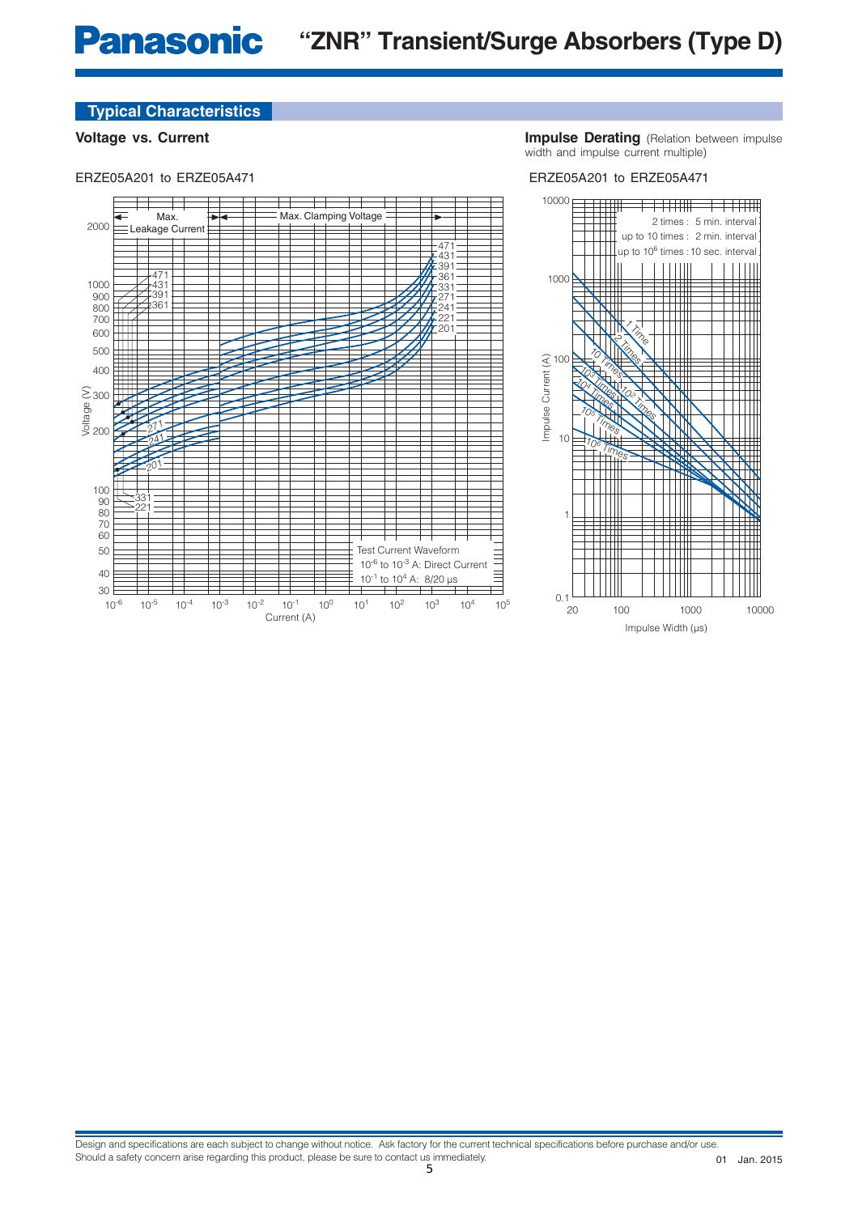## Typical Characteristics

### Voltage vs. Current

ERZE05A201 to ERZE05A471

Max. Leakage Current | Max. Clamping Voltage

Test Current Waveform
$10^{-6}$ to $10^{-3}$ A: Direct Current
$10^{-1}$ to $10^{4}$ A: 8/20 μs

Voltage (V) / Current (A)

### Impulse Derating (Relation between impulse width and impulse current multiple)

ERZE05A201 to ERZE05A471

2 times : 5 min. interval
up to 10 times : 2 min. interval
up to $10^6$ times : 10 sec. interval

Impulse Current (A) / Impulse Width (μs)

Design and specifications are each subject to change without notice. Ask factory for the current technical specifications before purchase and/or use.
Should a safety concern arise regarding this product, please be sure to contact us immediately.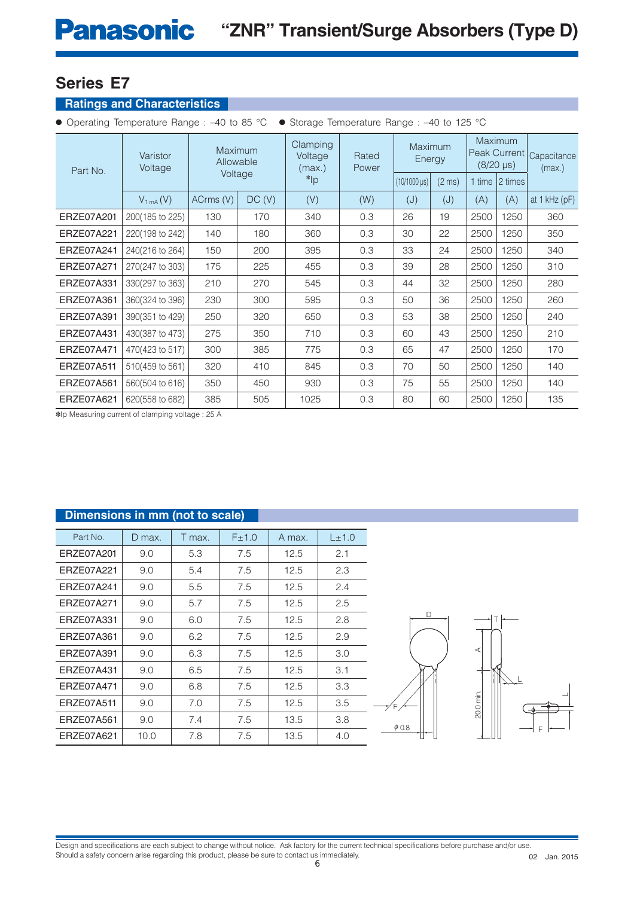# Series E7

## Ratings and Characteristics

● Operating Temperature Range : –40 to 85 °C ● Storage Temperature Range : –40 to 125 °C

| Part No. | Varistor Voltage | Maximum Allowable Voltage | | Clamping Voltage (max.) *Ip | Rated Power | Maximum Energy | | Maximum Peak Current (8/20 μs) | | Capacitance (max.) |
|---|---|---|---|---|---|---|---|---|---|---|
| | | | | | | (10/1000 μs) | (2 ms) | 1 time | 2 times | |
| | $V_{1\,mA}$ (V) | ACrms (V) | DC (V) | (V) | (W) | (J) | (J) | (A) | (A) | at 1 kHz (pF) |
| ERZE07A201 | 200(185 to 225) | 130 | 170 | 340 | 0.3 | 26 | 19 | 2500 | 1250 | 360 |
| ERZE07A221 | 220(198 to 242) | 140 | 180 | 360 | 0.3 | 30 | 22 | 2500 | 1250 | 350 |
| ERZE07A241 | 240(216 to 264) | 150 | 200 | 395 | 0.3 | 33 | 24 | 2500 | 1250 | 340 |
| ERZE07A271 | 270(247 to 303) | 175 | 225 | 455 | 0.3 | 39 | 28 | 2500 | 1250 | 310 |
| ERZE07A331 | 330(297 to 363) | 210 | 270 | 545 | 0.3 | 44 | 32 | 2500 | 1250 | 280 |
| ERZE07A361 | 360(324 to 396) | 230 | 300 | 595 | 0.3 | 50 | 36 | 2500 | 1250 | 260 |
| ERZE07A391 | 390(351 to 429) | 250 | 320 | 650 | 0.3 | 53 | 38 | 2500 | 1250 | 240 |
| ERZE07A431 | 430(387 to 473) | 275 | 350 | 710 | 0.3 | 60 | 43 | 2500 | 1250 | 210 |
| ERZE07A471 | 470(423 to 517) | 300 | 385 | 775 | 0.3 | 65 | 47 | 2500 | 1250 | 170 |
| ERZE07A511 | 510(459 to 561) | 320 | 410 | 845 | 0.3 | 70 | 50 | 2500 | 1250 | 140 |
| ERZE07A561 | 560(504 to 616) | 350 | 450 | 930 | 0.3 | 75 | 55 | 2500 | 1250 | 140 |
| ERZE07A621 | 620(558 to 682) | 385 | 505 | 1025 | 0.3 | 80 | 60 | 2500 | 1250 | 135 |

*Ip Measuring current of clamping voltage : 25 A

## Dimensions in mm (not to scale)

| Part No. | D max. | T max. | F±1.0 | A max. | L±1.0 |
|---|---|---|---|---|---|
| ERZE07A201 | 9.0 | 5.3 | 7.5 | 12.5 | 2.1 |
| ERZE07A221 | 9.0 | 5.4 | 7.5 | 12.5 | 2.3 |
| ERZE07A241 | 9.0 | 5.5 | 7.5 | 12.5 | 2.4 |
| ERZE07A271 | 9.0 | 5.7 | 7.5 | 12.5 | 2.5 |
| ERZE07A331 | 9.0 | 6.0 | 7.5 | 12.5 | 2.8 |
| ERZE07A361 | 9.0 | 6.2 | 7.5 | 12.5 | 2.9 |
| ERZE07A391 | 9.0 | 6.3 | 7.5 | 12.5 | 3.0 |
| ERZE07A431 | 9.0 | 6.5 | 7.5 | 12.5 | 3.1 |
| ERZE07A471 | 9.0 | 6.8 | 7.5 | 12.5 | 3.3 |
| ERZE07A511 | 9.0 | 7.0 | 7.5 | 12.5 | 3.5 |
| ERZE07A561 | 9.0 | 7.4 | 7.5 | 13.5 | 3.8 |
| ERZE07A621 | 10.0 | 7.8 | 7.5 | 13.5 | 4.0 |

D, T, A, L, F, φ0.8, 20.0 min.

Design and specifications are each subject to change without notice. Ask factory for the current technical specifications before purchase and/or use.
Should a safety concern arise regarding this product, please be sure to contact us immediately.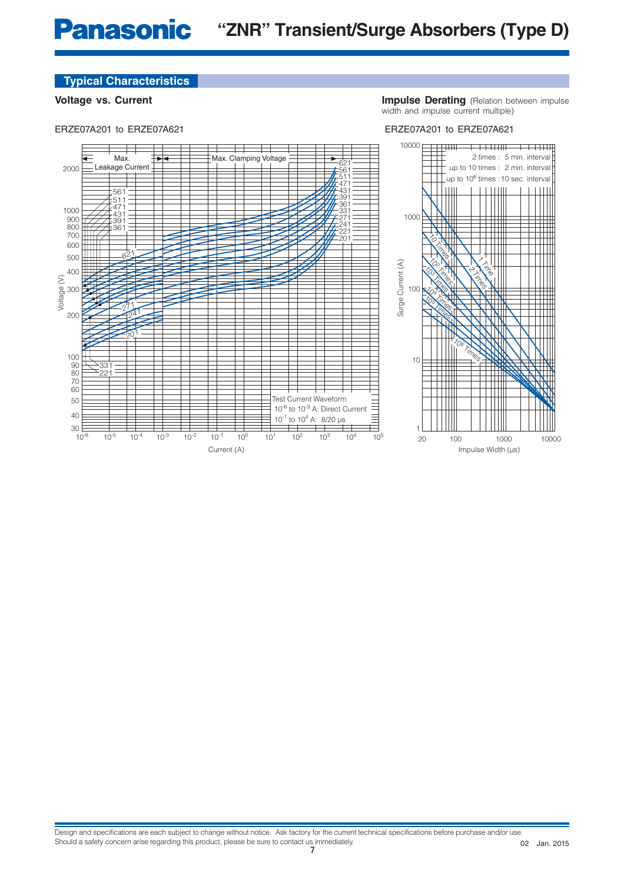## Typical Characteristics

### Voltage vs. Current

ERZE07A201 to ERZE07A621

Max. Leakage Current | Max. Clamping Voltage

Test Current Waveform
$10^{-6}$ to $10^{-3}$ A: Direct Current
$10^{-1}$ to $10^{4}$ A: 8/20 μs

### Impulse Derating (Relation between impulse width and impulse current multiple)

ERZE07A201 to ERZE07A621

2 times : 5 min. interval
up to 10 times : 2 min. interval
up to $10^6$ times : 10 sec. interval

Design and specifications are each subject to change without notice. Ask factory for the current technical specifications before purchase and/or use.
Should a safety concern arise regarding this product, please be sure to contact us immediately.

02 Jan. 2015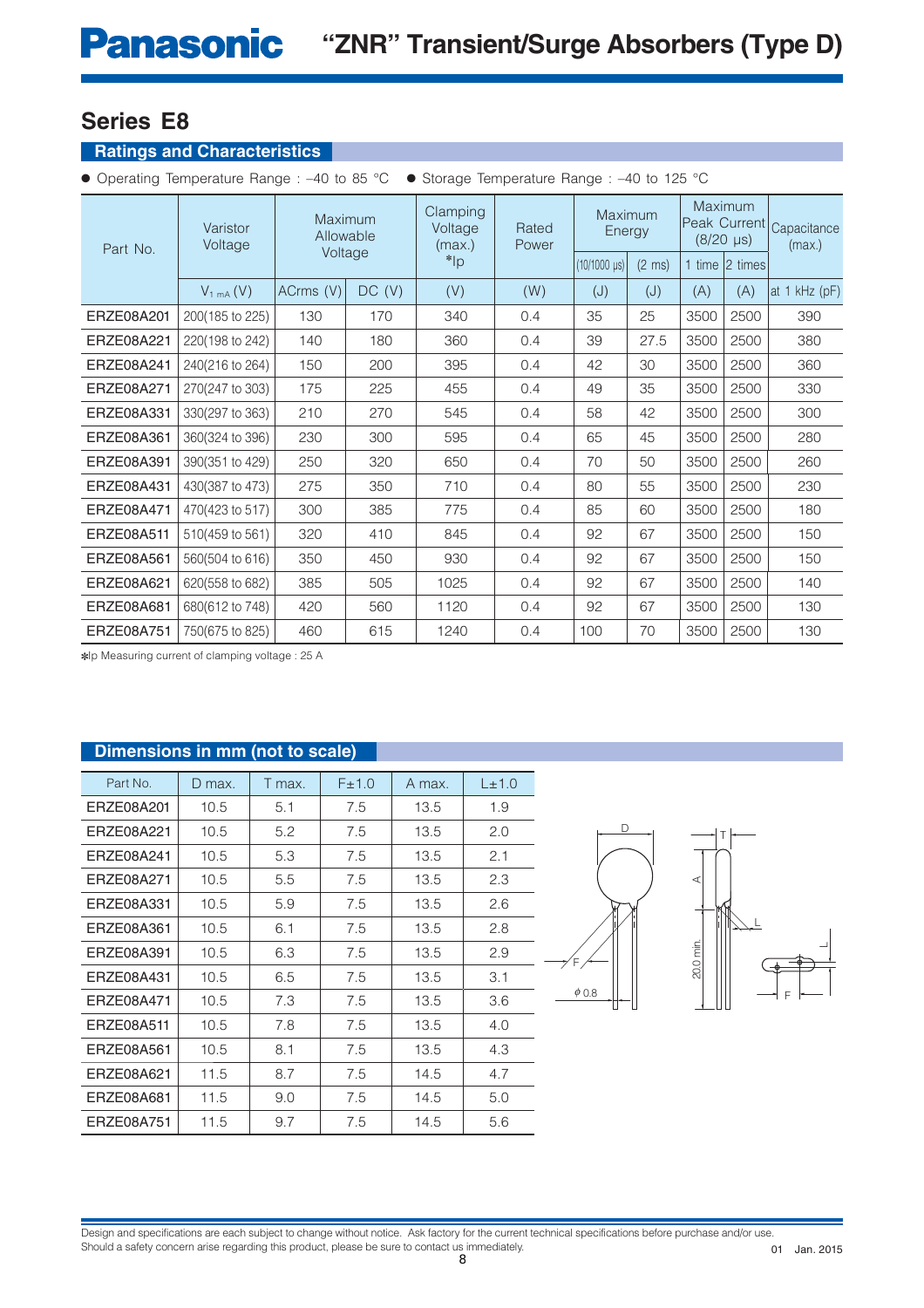# Panasonic "ZNR" Transient/Surge Absorbers (Type D)

## Series E8

### Ratings and Characteristics

● Operating Temperature Range : –40 to 85 °C ● Storage Temperature Range : –40 to 125 °C

| Part No. | Varistor Voltage | Maximum Allowable Voltage | | Clamping Voltage (max.) *Ip | Rated Power | Maximum Energy | | Maximum Peak Current (8/20 µs) | | Capacitance (max.) |
|---|---|---|---|---|---|---|---|---|---|---|
| | | | | | | (10/1000 µs) | (2 ms) | 1 time | 2 times | |
| | $V_{1\,mA}$ (V) | ACrms (V) | DC (V) | (V) | (W) | (J) | (J) | (A) | (A) | at 1 kHz (pF) |
| ERZE08A201 | 200(185 to 225) | 130 | 170 | 340 | 0.4 | 35 | 25 | 3500 | 2500 | 390 |
| ERZE08A221 | 220(198 to 242) | 140 | 180 | 360 | 0.4 | 39 | 27.5 | 3500 | 2500 | 380 |
| ERZE08A241 | 240(216 to 264) | 150 | 200 | 395 | 0.4 | 42 | 30 | 3500 | 2500 | 360 |
| ERZE08A271 | 270(247 to 303) | 175 | 225 | 455 | 0.4 | 49 | 35 | 3500 | 2500 | 330 |
| ERZE08A331 | 330(297 to 363) | 210 | 270 | 545 | 0.4 | 58 | 42 | 3500 | 2500 | 300 |
| ERZE08A361 | 360(324 to 396) | 230 | 300 | 595 | 0.4 | 65 | 45 | 3500 | 2500 | 280 |
| ERZE08A391 | 390(351 to 429) | 250 | 320 | 650 | 0.4 | 70 | 50 | 3500 | 2500 | 260 |
| ERZE08A431 | 430(387 to 473) | 275 | 350 | 710 | 0.4 | 80 | 55 | 3500 | 2500 | 230 |
| ERZE08A471 | 470(423 to 517) | 300 | 385 | 775 | 0.4 | 85 | 60 | 3500 | 2500 | 180 |
| ERZE08A511 | 510(459 to 561) | 320 | 410 | 845 | 0.4 | 92 | 67 | 3500 | 2500 | 150 |
| ERZE08A561 | 560(504 to 616) | 350 | 450 | 930 | 0.4 | 92 | 67 | 3500 | 2500 | 150 |
| ERZE08A621 | 620(558 to 682) | 385 | 505 | 1025 | 0.4 | 92 | 67 | 3500 | 2500 | 140 |
| ERZE08A681 | 680(612 to 748) | 420 | 560 | 1120 | 0.4 | 92 | 67 | 3500 | 2500 | 130 |
| ERZE08A751 | 750(675 to 825) | 460 | 615 | 1240 | 0.4 | 100 | 70 | 3500 | 2500 | 130 |

*Ip Measuring current of clamping voltage : 25 A

### Dimensions in mm (not to scale)

| Part No. | D max. | T max. | F±1.0 | A max. | L±1.0 |
|---|---|---|---|---|---|
| ERZE08A201 | 10.5 | 5.1 | 7.5 | 13.5 | 1.9 |
| ERZE08A221 | 10.5 | 5.2 | 7.5 | 13.5 | 2.0 |
| ERZE08A241 | 10.5 | 5.3 | 7.5 | 13.5 | 2.1 |
| ERZE08A271 | 10.5 | 5.5 | 7.5 | 13.5 | 2.3 |
| ERZE08A331 | 10.5 | 5.9 | 7.5 | 13.5 | 2.6 |
| ERZE08A361 | 10.5 | 6.1 | 7.5 | 13.5 | 2.8 |
| ERZE08A391 | 10.5 | 6.3 | 7.5 | 13.5 | 2.9 |
| ERZE08A431 | 10.5 | 6.5 | 7.5 | 13.5 | 3.1 |
| ERZE08A471 | 10.5 | 7.3 | 7.5 | 13.5 | 3.6 |
| ERZE08A511 | 10.5 | 7.8 | 7.5 | 13.5 | 4.0 |
| ERZE08A561 | 10.5 | 8.1 | 7.5 | 13.5 | 4.3 |
| ERZE08A621 | 11.5 | 8.7 | 7.5 | 14.5 | 4.7 |
| ERZE08A681 | 11.5 | 9.0 | 7.5 | 14.5 | 5.0 |
| ERZE08A751 | 11.5 | 9.7 | 7.5 | 14.5 | 5.6 |

D, T, A, L, F, φ 0.8, 20.0 min.

Design and specifications are each subject to change without notice. Ask factory for the current technical specifications before purchase and/or use.
Should a safety concern arise regarding this product, please be sure to contact us immediately.

01 Jan. 2015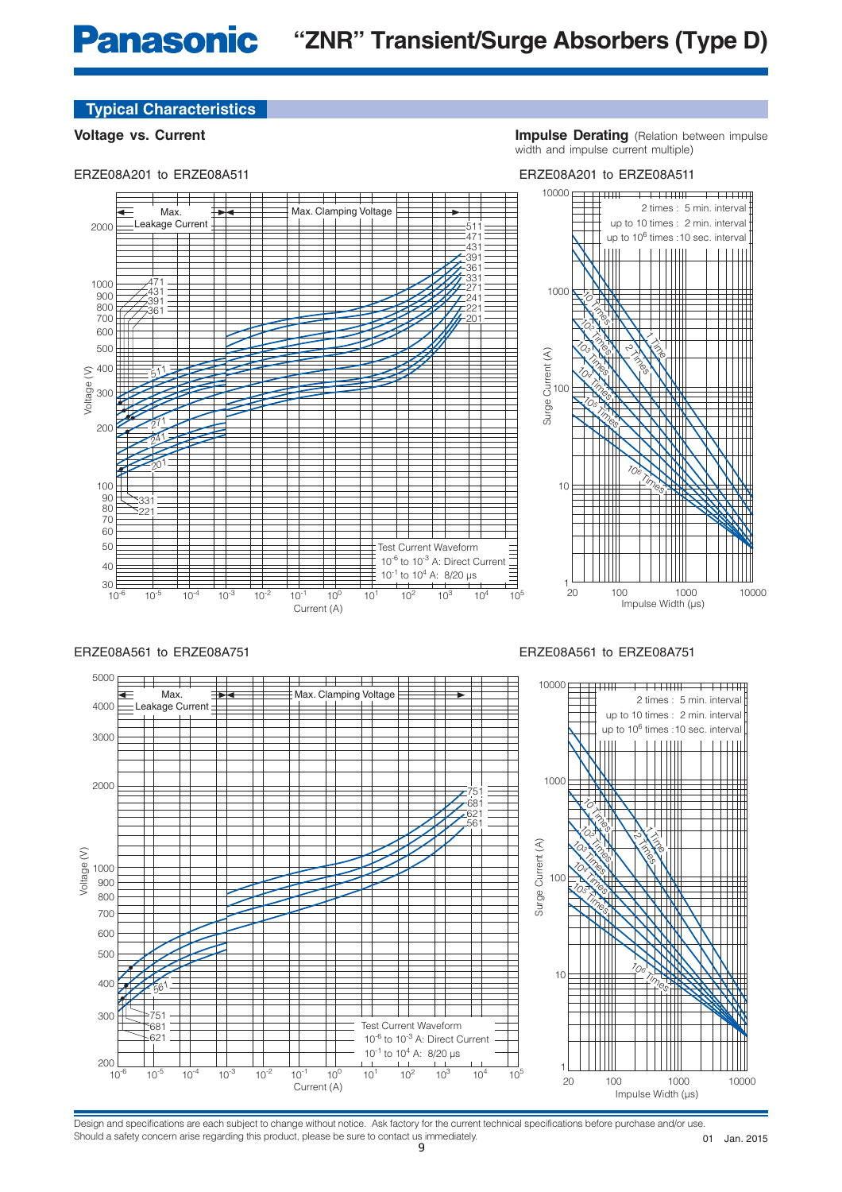## Typical Characteristics

### Voltage vs. Current

ERZE08A201 to ERZE08A511

Max. Leakage Current | Max. Clamping Voltage

511, 471, 431, 391, 361, 331, 271, 241, 221, 201

Voltage (V)

Current (A)

Test Current Waveform
$10^{-6}$ to $10^{-3}$ A: Direct Current
$10^{-1}$ to $10^{4}$ A: 8/20 µs

### Impulse Derating (Relation between impulse width and impulse current multiple)

ERZE08A201 to ERZE08A511

2 times : 5 min. interval
up to 10 times : 2 min. interval
up to $10^6$ times : 10 sec. interval

1 Time, 2 Times, 10 Times, $10^2$ Times, $10^3$ Times, $10^4$ Times, $10^5$ Times, $10^6$ Times

Surge Current (A)

Impulse Width (µs)

### Voltage vs. Current

ERZE08A561 to ERZE08A751

Max. Leakage Current | Max. Clamping Voltage

751, 681, 621, 561

Voltage (V)

Current (A)

Test Current Waveform
$10^{-6}$ to $10^{-3}$ A: Direct Current
$10^{-1}$ to $10^{4}$ A: 8/20 µs

### Impulse Derating

ERZE08A561 to ERZE08A751

2 times : 5 min. interval
up to 10 times : 2 min. interval
up to $10^6$ times : 10 sec. interval

1 Time, 2 Times, 10 Times, $10^2$ Times, $10^3$ Times, $10^4$ Times, $10^5$ Times, $10^6$ Times

Surge Current (A)

Impulse Width (µs)

Design and specifications are each subject to change without notice. Ask factory for the current technical specifications before purchase and/or use.
Should a safety concern arise regarding this product, please be sure to contact us immediately.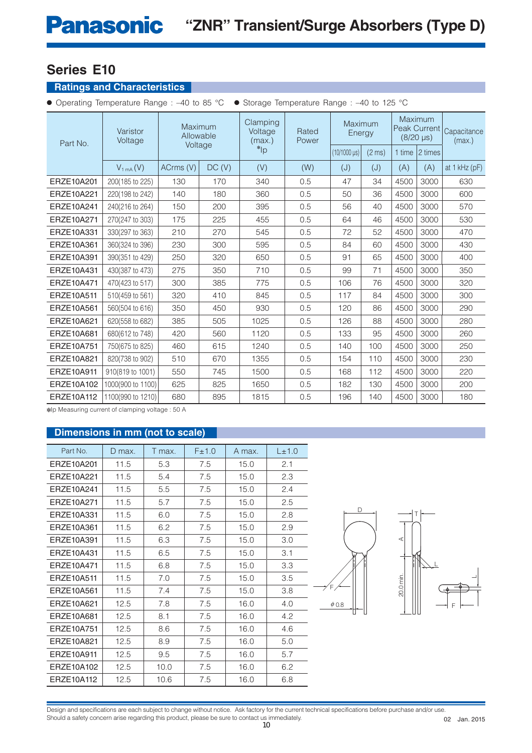# Panasonic "ZNR" Transient/Surge Absorbers (Type D)

## Series E10

### Ratings and Characteristics

● Operating Temperature Range : –40 to 85 °C ● Storage Temperature Range : –40 to 125 °C

| Part No. | Varistor Voltage | Maximum Allowable Voltage | | Clamping Voltage (max.) *Ip | Rated Power | Maximum Energy | | Maximum Peak Current (8/20 µs) | | Capacitance (max.) |
|---|---|---|---|---|---|---|---|---|---|---|
| | | | | | | (10/1000 µs) | (2 ms) | 1 time | 2 times | |
| | $V_{1 mA}$ (V) | ACrms (V) | DC (V) | (V) | (W) | (J) | (J) | (A) | (A) | at 1 kHz (pF) |
| ERZE10A201 | 200(185 to 225) | 130 | 170 | 340 | 0.5 | 47 | 34 | 4500 | 3000 | 630 |
| ERZE10A221 | 220(198 to 242) | 140 | 180 | 360 | 0.5 | 50 | 36 | 4500 | 3000 | 600 |
| ERZE10A241 | 240(216 to 264) | 150 | 200 | 395 | 0.5 | 56 | 40 | 4500 | 3000 | 570 |
| ERZE10A271 | 270(247 to 303) | 175 | 225 | 455 | 0.5 | 64 | 46 | 4500 | 3000 | 530 |
| ERZE10A331 | 330(297 to 363) | 210 | 270 | 545 | 0.5 | 72 | 52 | 4500 | 3000 | 470 |
| ERZE10A361 | 360(324 to 396) | 230 | 300 | 595 | 0.5 | 84 | 60 | 4500 | 3000 | 430 |
| ERZE10A391 | 390(351 to 429) | 250 | 320 | 650 | 0.5 | 91 | 65 | 4500 | 3000 | 400 |
| ERZE10A431 | 430(387 to 473) | 275 | 350 | 710 | 0.5 | 99 | 71 | 4500 | 3000 | 350 |
| ERZE10A471 | 470(423 to 517) | 300 | 385 | 775 | 0.5 | 106 | 76 | 4500 | 3000 | 320 |
| ERZE10A511 | 510(459 to 561) | 320 | 410 | 845 | 0.5 | 117 | 84 | 4500 | 3000 | 300 |
| ERZE10A561 | 560(504 to 616) | 350 | 450 | 930 | 0.5 | 120 | 86 | 4500 | 3000 | 290 |
| ERZE10A621 | 620(558 to 682) | 385 | 505 | 1025 | 0.5 | 126 | 88 | 4500 | 3000 | 280 |
| ERZE10A681 | 680(612 to 748) | 420 | 560 | 1120 | 0.5 | 133 | 95 | 4500 | 3000 | 260 |
| ERZE10A751 | 750(675 to 825) | 460 | 615 | 1240 | 0.5 | 140 | 100 | 4500 | 3000 | 250 |
| ERZE10A821 | 820(738 to 902) | 510 | 670 | 1355 | 0.5 | 154 | 110 | 4500 | 3000 | 230 |
| ERZE10A911 | 910(819 to 1001) | 550 | 745 | 1500 | 0.5 | 168 | 112 | 4500 | 3000 | 220 |
| ERZE10A102 | 1000(900 to 1100) | 625 | 825 | 1650 | 0.5 | 182 | 130 | 4500 | 3000 | 200 |
| ERZE10A112 | 1100(990 to 1210) | 680 | 895 | 1815 | 0.5 | 196 | 140 | 4500 | 3000 | 180 |

*Ip Measuring current of clamping voltage : 50 A

### Dimensions in mm (not to scale)

| Part No. | D max. | T max. | F±1.0 | A max. | L±1.0 |
|---|---|---|---|---|---|
| ERZE10A201 | 11.5 | 5.3 | 7.5 | 15.0 | 2.1 |
| ERZE10A221 | 11.5 | 5.4 | 7.5 | 15.0 | 2.3 |
| ERZE10A241 | 11.5 | 5.5 | 7.5 | 15.0 | 2.4 |
| ERZE10A271 | 11.5 | 5.7 | 7.5 | 15.0 | 2.5 |
| ERZE10A331 | 11.5 | 6.0 | 7.5 | 15.0 | 2.8 |
| ERZE10A361 | 11.5 | 6.2 | 7.5 | 15.0 | 2.9 |
| ERZE10A391 | 11.5 | 6.3 | 7.5 | 15.0 | 3.0 |
| ERZE10A431 | 11.5 | 6.5 | 7.5 | 15.0 | 3.1 |
| ERZE10A471 | 11.5 | 6.8 | 7.5 | 15.0 | 3.3 |
| ERZE10A511 | 11.5 | 7.0 | 7.5 | 15.0 | 3.5 |
| ERZE10A561 | 11.5 | 7.4 | 7.5 | 15.0 | 3.8 |
| ERZE10A621 | 12.5 | 7.8 | 7.5 | 16.0 | 4.0 |
| ERZE10A681 | 12.5 | 8.1 | 7.5 | 16.0 | 4.2 |
| ERZE10A751 | 12.5 | 8.6 | 7.5 | 16.0 | 4.6 |
| ERZE10A821 | 12.5 | 8.9 | 7.5 | 16.0 | 5.0 |
| ERZE10A911 | 12.5 | 9.5 | 7.5 | 16.0 | 5.7 |
| ERZE10A102 | 12.5 | 10.0 | 7.5 | 16.0 | 6.2 |
| ERZE10A112 | 12.5 | 10.6 | 7.5 | 16.0 | 6.8 |

D, T, A, L, F, φ0.8, 20.0 min.

Design and specifications are each subject to change without notice. Ask factory for the current technical specifications before purchase and/or use.
Should a safety concern arise regarding this product, please be sure to contact us immediately.

02 Jan. 2015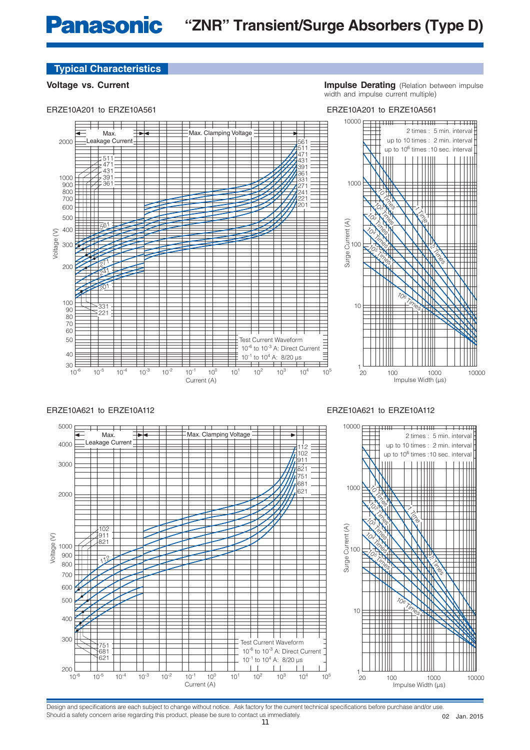## Typical Characteristics

### Voltage vs. Current

ERZE10A201 to ERZE10A561

Max. Leakage Current | Max. Clamping Voltage

Voltage (V) / Current (A)

561, 511, 471, 431, 391, 361, 331, 271, 241, 221, 201

Test Current Waveform
$10^{-6}$ to $10^{-3}$ A: Direct Current
$10^{-1}$ to $10^{4}$ A: 8/20 µs

### Impulse Derating (Relation between impulse width and impulse current multiple)

ERZE10A201 to ERZE10A561

2 times : 5 min. interval
up to 10 times : 2 min. interval
up to $10^6$ times : 10 sec. interval

Surge Current (A) / Impulse Width (µs)

1 Time, 2 Times, 10 Times, $10^2$ Times, $10^3$ Times, $10^4$ Times, $10^5$ Times, $10^6$ Times

ERZE10A621 to ERZE10A112

Max. Leakage Current | Max. Clamping Voltage

Voltage (V) / Current (A)

112, 102, 911, 821, 751, 681, 621

Test Current Waveform
$10^{-6}$ to $10^{-3}$ A: Direct Current
$10^{-1}$ to $10^{4}$ A: 8/20 µs

ERZE10A621 to ERZE10A112

2 times : 5 min. interval
up to 10 times : 2 min. interval
up to $10^6$ times : 10 sec. interval

Surge Current (A) / Impulse Width (µs)

1 Time, 2 Times, 10 Times, $10^2$ Times, $10^3$ Times, $10^4$ Times, $10^5$ Times, $10^6$ Times

Design and specifications are each subject to change without notice. Ask factory for the current technical specifications before purchase and/or use.
Should a safety concern arise regarding this product, please be sure to contact us immediately.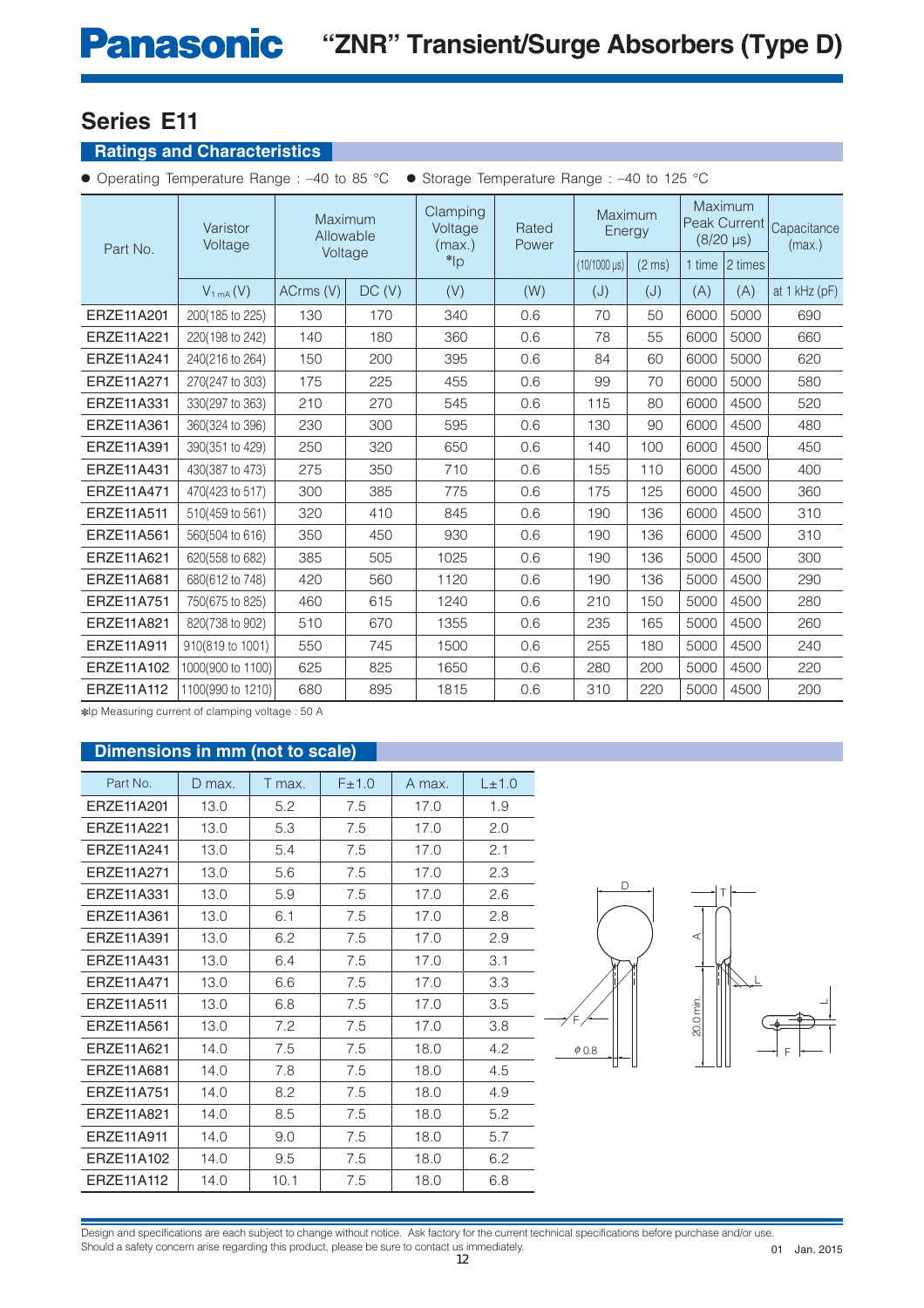# Panasonic "ZNR" Transient/Surge Absorbers (Type D)

## Series E11

### Ratings and Characteristics

- Operating Temperature Range : –40 to 85 °C
- Storage Temperature Range : –40 to 125 °C

| Part No. | Varistor Voltage | Maximum Allowable Voltage | | Clamping Voltage (max.) *Ip | Rated Power | Maximum Energy | | Maximum Peak Current (8/20 μs) | | Capacitance (max.) |
|---|---|---|---|---|---|---|---|---|---|---|
| | | | | | | (10/1000 μs) | (2 ms) | 1 time | 2 times | |
| | $V_{1\,mA}$ (V) | ACrms (V) | DC (V) | (V) | (W) | (J) | (J) | (A) | (A) | at 1 kHz (pF) |
| ERZE11A201 | 200(185 to 225) | 130 | 170 | 340 | 0.6 | 70 | 50 | 6000 | 5000 | 690 |
| ERZE11A221 | 220(198 to 242) | 140 | 180 | 360 | 0.6 | 78 | 55 | 6000 | 5000 | 660 |
| ERZE11A241 | 240(216 to 264) | 150 | 200 | 395 | 0.6 | 84 | 60 | 6000 | 5000 | 620 |
| ERZE11A271 | 270(247 to 303) | 175 | 225 | 455 | 0.6 | 99 | 70 | 6000 | 5000 | 580 |
| ERZE11A331 | 330(297 to 363) | 210 | 270 | 545 | 0.6 | 115 | 80 | 6000 | 4500 | 520 |
| ERZE11A361 | 360(324 to 396) | 230 | 300 | 595 | 0.6 | 130 | 90 | 6000 | 4500 | 480 |
| ERZE11A391 | 390(351 to 429) | 250 | 320 | 650 | 0.6 | 140 | 100 | 6000 | 4500 | 450 |
| ERZE11A431 | 430(387 to 473) | 275 | 350 | 710 | 0.6 | 155 | 110 | 6000 | 4500 | 400 |
| ERZE11A471 | 470(423 to 517) | 300 | 385 | 775 | 0.6 | 175 | 125 | 6000 | 4500 | 360 |
| ERZE11A511 | 510(459 to 561) | 320 | 410 | 845 | 0.6 | 190 | 136 | 6000 | 4500 | 310 |
| ERZE11A561 | 560(504 to 616) | 350 | 450 | 930 | 0.6 | 190 | 136 | 6000 | 4500 | 310 |
| ERZE11A621 | 620(558 to 682) | 385 | 505 | 1025 | 0.6 | 190 | 136 | 5000 | 4500 | 300 |
| ERZE11A681 | 680(612 to 748) | 420 | 560 | 1120 | 0.6 | 190 | 136 | 5000 | 4500 | 290 |
| ERZE11A751 | 750(675 to 825) | 460 | 615 | 1240 | 0.6 | 210 | 150 | 5000 | 4500 | 280 |
| ERZE11A821 | 820(738 to 902) | 510 | 670 | 1355 | 0.6 | 235 | 165 | 5000 | 4500 | 260 |
| ERZE11A911 | 910(819 to 1001) | 550 | 745 | 1500 | 0.6 | 255 | 180 | 5000 | 4500 | 240 |
| ERZE11A102 | 1000(900 to 1100) | 625 | 825 | 1650 | 0.6 | 280 | 200 | 5000 | 4500 | 220 |
| ERZE11A112 | 1100(990 to 1210) | 680 | 895 | 1815 | 0.6 | 310 | 220 | 5000 | 4500 | 200 |

*Ip Measuring current of clamping voltage : 50 A

### Dimensions in mm (not to scale)

| Part No. | D max. | T max. | F±1.0 | A max. | L±1.0 |
|---|---|---|---|---|---|
| ERZE11A201 | 13.0 | 5.2 | 7.5 | 17.0 | 1.9 |
| ERZE11A221 | 13.0 | 5.3 | 7.5 | 17.0 | 2.0 |
| ERZE11A241 | 13.0 | 5.4 | 7.5 | 17.0 | 2.1 |
| ERZE11A271 | 13.0 | 5.6 | 7.5 | 17.0 | 2.3 |
| ERZE11A331 | 13.0 | 5.9 | 7.5 | 17.0 | 2.6 |
| ERZE11A361 | 13.0 | 6.1 | 7.5 | 17.0 | 2.8 |
| ERZE11A391 | 13.0 | 6.2 | 7.5 | 17.0 | 2.9 |
| ERZE11A431 | 13.0 | 6.4 | 7.5 | 17.0 | 3.1 |
| ERZE11A471 | 13.0 | 6.6 | 7.5 | 17.0 | 3.3 |
| ERZE11A511 | 13.0 | 6.8 | 7.5 | 17.0 | 3.5 |
| ERZE11A561 | 13.0 | 7.2 | 7.5 | 17.0 | 3.8 |
| ERZE11A621 | 14.0 | 7.5 | 7.5 | 18.0 | 4.2 |
| ERZE11A681 | 14.0 | 7.8 | 7.5 | 18.0 | 4.5 |
| ERZE11A751 | 14.0 | 8.2 | 7.5 | 18.0 | 4.9 |
| ERZE11A821 | 14.0 | 8.5 | 7.5 | 18.0 | 5.2 |
| ERZE11A911 | 14.0 | 9.0 | 7.5 | 18.0 | 5.7 |
| ERZE11A102 | 14.0 | 9.5 | 7.5 | 18.0 | 6.2 |
| ERZE11A112 | 14.0 | 10.1 | 7.5 | 18.0 | 6.8 |

D, T, A, L, F, φ0.8, 20.0 min.

Design and specifications are each subject to change without notice. Ask factory for the current technical specifications before purchase and/or use.
Should a safety concern arise regarding this product, please be sure to contact us immediately.

01 Jan. 2015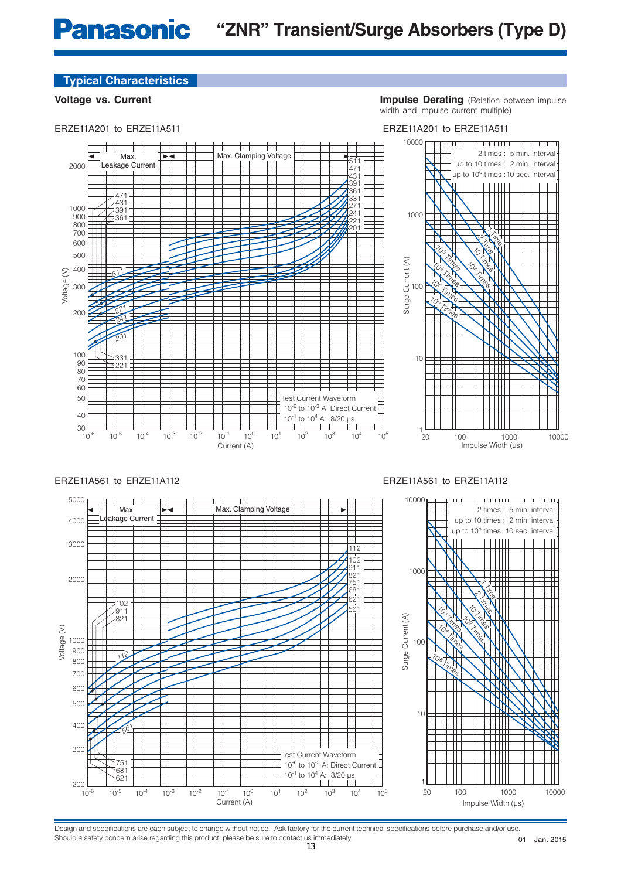## Typical Characteristics

### Voltage vs. Current

ERZE11A201 to ERZE11A511

Max. Leakage Current | Max. Clamping Voltage

Test Current Waveform
$10^{-6}$ to $10^{-3}$ A: Direct Current
$10^{-1}$ to $10^{4}$ A: 8/20 µs

Voltage (V) / Current (A)

### Impulse Derating (Relation between impulse width and impulse current multiple)

ERZE11A201 to ERZE11A511

2 times : 5 min. interval
up to 10 times : 2 min. interval
up to $10^6$ times : 10 sec. interval

Surge Current (A) / Impulse Width (µs)

### Voltage vs. Current

ERZE11A561 to ERZE11A112

Max. Leakage Current | Max. Clamping Voltage

Test Current Waveform
$10^{-6}$ to $10^{-3}$ A: Direct Current
$10^{-1}$ to $10^{4}$ A: 8/20 µs

Voltage (V) / Current (A)

### Impulse Derating

ERZE11A561 to ERZE11A112

2 times : 5 min. interval
up to 10 times : 2 min. interval
up to $10^6$ times : 10 sec. interval

Surge Current (A) / Impulse Width (µs)

Design and specifications are each subject to change without notice. Ask factory for the current technical specifications before purchase and/or use.
Should a safety concern arise regarding this product, please be sure to contact us immediately.

01 Jan. 2015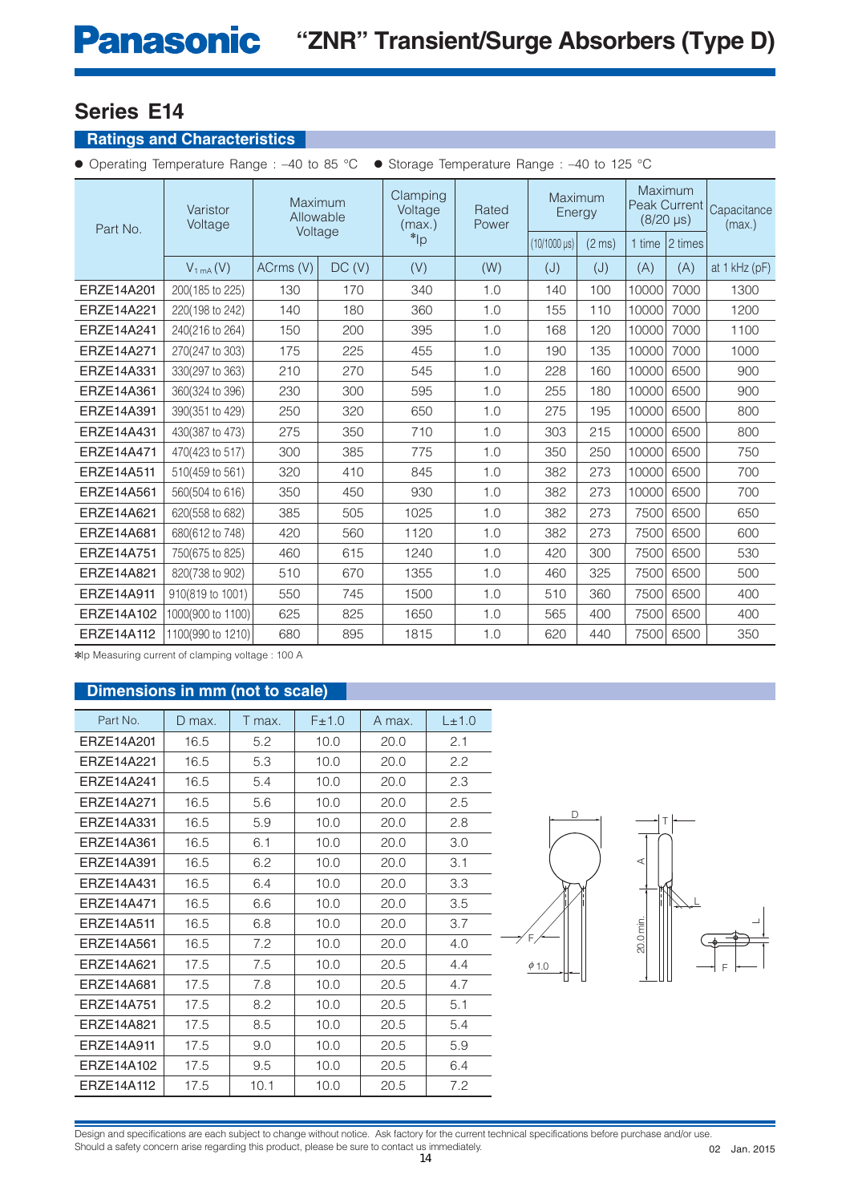# “ZNR” Transient/Surge Absorbers (Type D)

## Series E14

### Ratings and Characteristics

● Operating Temperature Range : –40 to 85 °C ● Storage Temperature Range : –40 to 125 °C

| Part No. | Varistor Voltage | Maximum Allowable Voltage | | Clamping Voltage (max.) *Ip | Rated Power | Maximum Energy | | Maximum Peak Current (8/20 µs) | | Capacitance (max.) |
|---|---|---|---|---|---|---|---|---|---|---|
| | | | | | | (10/1000 µs) | (2 ms) | 1 time | 2 times | |
| | $V_{1\,mA}$ (V) | ACrms (V) | DC (V) | (V) | (W) | (J) | (J) | (A) | (A) | at 1 kHz (pF) |
| ERZE14A201 | 200(185 to 225) | 130 | 170 | 340 | 1.0 | 140 | 100 | 10000 | 7000 | 1300 |
| ERZE14A221 | 220(198 to 242) | 140 | 180 | 360 | 1.0 | 155 | 110 | 10000 | 7000 | 1200 |
| ERZE14A241 | 240(216 to 264) | 150 | 200 | 395 | 1.0 | 168 | 120 | 10000 | 7000 | 1100 |
| ERZE14A271 | 270(247 to 303) | 175 | 225 | 455 | 1.0 | 190 | 135 | 10000 | 7000 | 1000 |
| ERZE14A331 | 330(297 to 363) | 210 | 270 | 545 | 1.0 | 228 | 160 | 10000 | 6500 | 900 |
| ERZE14A361 | 360(324 to 396) | 230 | 300 | 595 | 1.0 | 255 | 180 | 10000 | 6500 | 900 |
| ERZE14A391 | 390(351 to 429) | 250 | 320 | 650 | 1.0 | 275 | 195 | 10000 | 6500 | 800 |
| ERZE14A431 | 430(387 to 473) | 275 | 350 | 710 | 1.0 | 303 | 215 | 10000 | 6500 | 800 |
| ERZE14A471 | 470(423 to 517) | 300 | 385 | 775 | 1.0 | 350 | 250 | 10000 | 6500 | 750 |
| ERZE14A511 | 510(459 to 561) | 320 | 410 | 845 | 1.0 | 382 | 273 | 10000 | 6500 | 700 |
| ERZE14A561 | 560(504 to 616) | 350 | 450 | 930 | 1.0 | 382 | 273 | 10000 | 6500 | 700 |
| ERZE14A621 | 620(558 to 682) | 385 | 505 | 1025 | 1.0 | 382 | 273 | 7500 | 6500 | 650 |
| ERZE14A681 | 680(612 to 748) | 420 | 560 | 1120 | 1.0 | 382 | 273 | 7500 | 6500 | 600 |
| ERZE14A751 | 750(675 to 825) | 460 | 615 | 1240 | 1.0 | 420 | 300 | 7500 | 6500 | 530 |
| ERZE14A821 | 820(738 to 902) | 510 | 670 | 1355 | 1.0 | 460 | 325 | 7500 | 6500 | 500 |
| ERZE14A911 | 910(819 to 1001) | 550 | 745 | 1500 | 1.0 | 510 | 360 | 7500 | 6500 | 400 |
| ERZE14A102 | 1000(900 to 1100) | 625 | 825 | 1650 | 1.0 | 565 | 400 | 7500 | 6500 | 400 |
| ERZE14A112 | 1100(990 to 1210) | 680 | 895 | 1815 | 1.0 | 620 | 440 | 7500 | 6500 | 350 |

*Ip Measuring current of clamping voltage : 100 A

### Dimensions in mm (not to scale)

| Part No. | D max. | T max. | F±1.0 | A max. | L±1.0 |
|---|---|---|---|---|---|
| ERZE14A201 | 16.5 | 5.2 | 10.0 | 20.0 | 2.1 |
| ERZE14A221 | 16.5 | 5.3 | 10.0 | 20.0 | 2.2 |
| ERZE14A241 | 16.5 | 5.4 | 10.0 | 20.0 | 2.3 |
| ERZE14A271 | 16.5 | 5.6 | 10.0 | 20.0 | 2.5 |
| ERZE14A331 | 16.5 | 5.9 | 10.0 | 20.0 | 2.8 |
| ERZE14A361 | 16.5 | 6.1 | 10.0 | 20.0 | 3.0 |
| ERZE14A391 | 16.5 | 6.2 | 10.0 | 20.0 | 3.1 |
| ERZE14A431 | 16.5 | 6.4 | 10.0 | 20.0 | 3.3 |
| ERZE14A471 | 16.5 | 6.6 | 10.0 | 20.0 | 3.5 |
| ERZE14A511 | 16.5 | 6.8 | 10.0 | 20.0 | 3.7 |
| ERZE14A561 | 16.5 | 7.2 | 10.0 | 20.0 | 4.0 |
| ERZE14A621 | 17.5 | 7.5 | 10.0 | 20.5 | 4.4 |
| ERZE14A681 | 17.5 | 7.8 | 10.0 | 20.5 | 4.7 |
| ERZE14A751 | 17.5 | 8.2 | 10.0 | 20.5 | 5.1 |
| ERZE14A821 | 17.5 | 8.5 | 10.0 | 20.5 | 5.4 |
| ERZE14A911 | 17.5 | 9.0 | 10.0 | 20.5 | 5.9 |
| ERZE14A102 | 17.5 | 9.5 | 10.0 | 20.5 | 6.4 |
| ERZE14A112 | 17.5 | 10.1 | 10.0 | 20.5 | 7.2 |

Design and specifications are each subject to change without notice. Ask factory for the current technical specifications before purchase and/or use.
Should a safety concern arise regarding this product, please be sure to contact us immediately.

02 Jan. 2015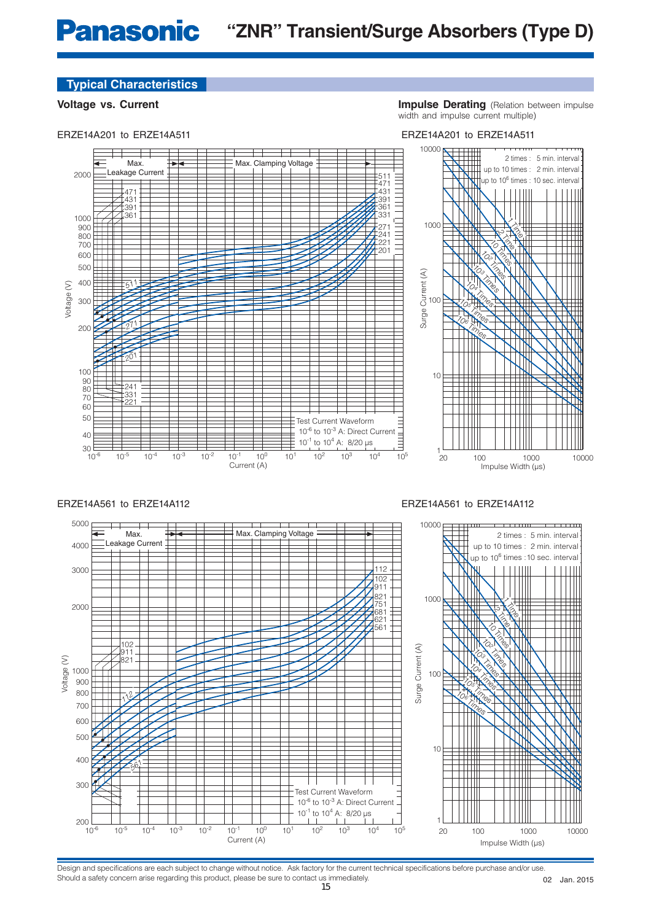## Typical Characteristics

### Voltage vs. Current

ERZE14A201 to ERZE14A511

Max. Leakage Current | Max. Clamping Voltage

Voltage (V) vs. Current (A)

Test Current Waveform
$10^{-6}$ to $10^{-3}$ A: Direct Current
$10^{-1}$ to $10^{4}$ A: 8/20 μs

### Impulse Derating (Relation between impulse width and impulse current multiple)

ERZE14A201 to ERZE14A511

2 times : 5 min. interval
up to 10 times : 2 min. interval
up to $10^6$ times : 10 sec. interval

Surge Current (A) vs. Impulse Width (μs)

ERZE14A561 to ERZE14A112

Max. Leakage Current | Max. Clamping Voltage

Voltage (V) vs. Current (A)

Test Current Waveform
$10^{-6}$ to $10^{-3}$ A: Direct Current
$10^{-1}$ to $10^{4}$ A: 8/20 μs

ERZE14A561 to ERZE14A112

2 times : 5 min. interval
up to 10 times : 2 min. interval
up to $10^6$ times : 10 sec. interval

Surge Current (A) vs. Impulse Width (μs)

Design and specifications are each subject to change without notice. Ask factory for the current technical specifications before purchase and/or use.
Should a safety concern arise regarding this product, please be sure to contact us immediately.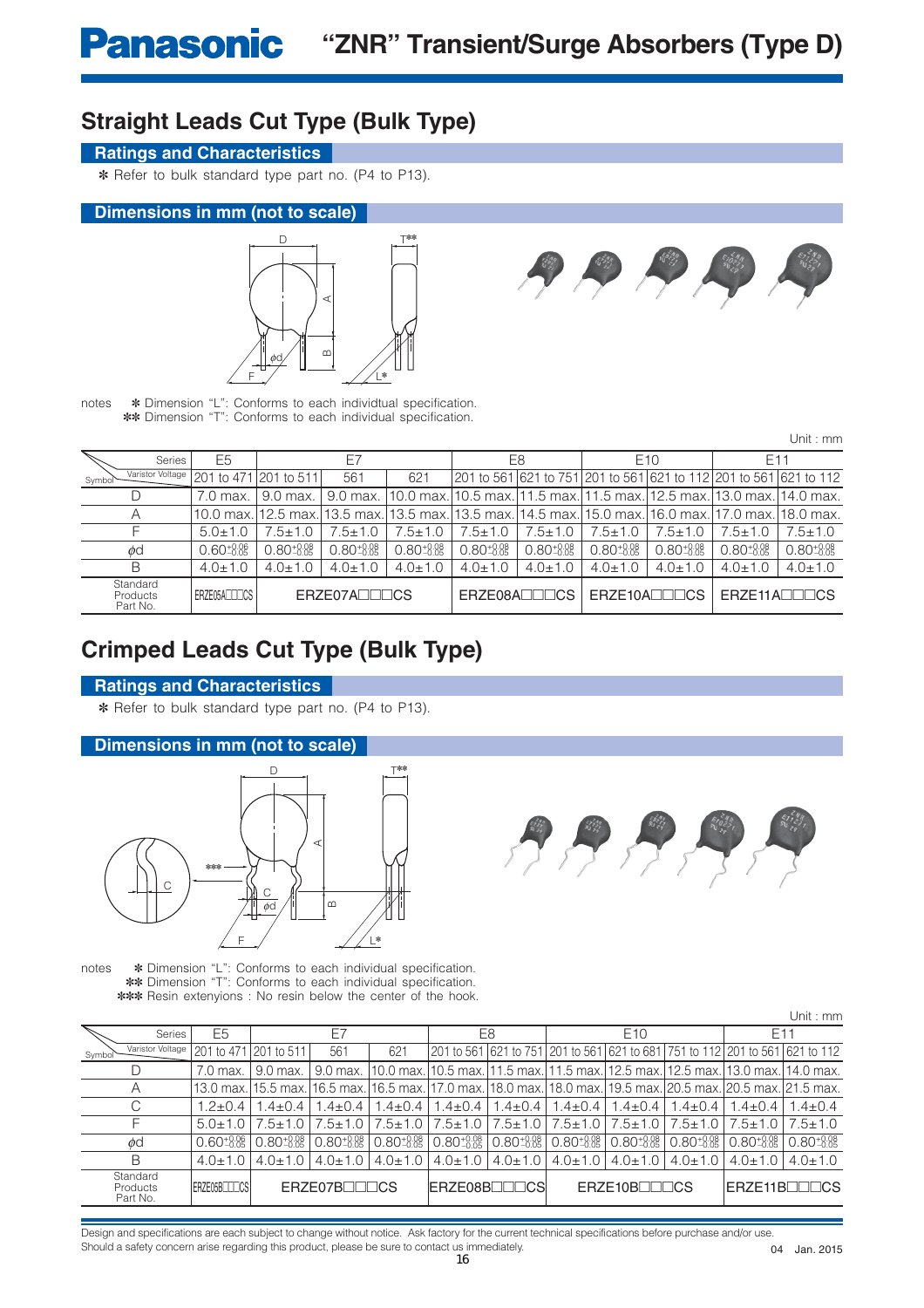# "ZNR" Transient/Surge Absorbers (Type D)

## Straight Leads Cut Type (Bulk Type)

### Ratings and Characteristics

✻ Refer to bulk standard type part no. (P4 to P13).

### Dimensions in mm (not to scale)

notes ✻ Dimension "L": Conforms to each individtual specification.
✻✻ Dimension "T": Conforms to each individual specification.

Unit : mm

| Series / Symbol \ Varistor Voltage | E5 | E7 | | | E8 | | E10 | | E11 | |
|---|---|---|---|---|---|---|---|---|---|---|
| | 201 to 471 | 201 to 511 | 561 | 621 | 201 to 561 | 621 to 751 | 201 to 561 | 621 to 112 | 201 to 561 | 621 to 112 |
| D | 7.0 max. | 9.0 max. | 9.0 max. | 10.0 max. | 10.5 max. | 11.5 max. | 11.5 max. | 12.5 max. | 13.0 max. | 14.0 max. |
| A | 10.0 max. | 12.5 max. | 13.5 max. | 13.5 max. | 13.5 max. | 14.5 max. | 15.0 max. | 16.0 max. | 17.0 max. | 18.0 max. |
| F | 5.0±1.0 | 7.5±1.0 | 7.5±1.0 | 7.5±1.0 | 7.5±1.0 | 7.5±1.0 | 7.5±1.0 | 7.5±1.0 | 7.5±1.0 | 7.5±1.0 |
| φd | $0.60^{+0.06}_{-0.05}$ | $0.80^{+0.08}_{-0.05}$ | $0.80^{+0.08}_{-0.05}$ | $0.80^{+0.08}_{-0.05}$ | $0.80^{+0.08}_{-0.05}$ | $0.80^{+0.08}_{-0.05}$ | $0.80^{+0.08}_{-0.05}$ | $0.80^{+0.08}_{-0.05}$ | $0.80^{+0.08}_{-0.05}$ | $0.80^{+0.08}_{-0.05}$ |
| B | 4.0±1.0 | 4.0±1.0 | 4.0±1.0 | 4.0±1.0 | 4.0±1.0 | 4.0±1.0 | 4.0±1.0 | 4.0±1.0 | 4.0±1.0 | 4.0±1.0 |
| Standard Products Part No. | ERZE05A□□□CS | ERZE07A□□□CS | | | ERZE08A□□□CS | | ERZE10A□□□CS | | ERZE11A□□□CS | |

## Crimped Leads Cut Type (Bulk Type)

### Ratings and Characteristics

✻ Refer to bulk standard type part no. (P4 to P13).

### Dimensions in mm (not to scale)

notes ✻ Dimension "L": Conforms to each individual specification.
✻✻ Dimension "T": Conforms to each individual specification.
✻✻✻ Resin extenyions : No resin below the center of the hook.

Unit : mm

| Series / Symbol \ Varistor Voltage | E5 | E7 | | | E8 | | E10 | | | E11 | |
|---|---|---|---|---|---|---|---|---|---|---|---|
| | 201 to 471 | 201 to 511 | 561 | 621 | 201 to 561 | 621 to 751 | 201 to 561 | 621 to 681 | 751 to 112 | 201 to 561 | 621 to 112 |
| D | 7.0 max. | 9.0 max. | 9.0 max. | 10.0 max. | 10.5 max. | 11.5 max. | 11.5 max. | 12.5 max. | 12.5 max. | 13.0 max. | 14.0 max. |
| A | 13.0 max. | 15.5 max. | 16.5 max. | 16.5 max. | 17.0 max. | 18.0 max. | 18.0 max. | 19.5 max. | 20.5 max. | 20.5 max. | 21.5 max. |
| C | 1.2±0.4 | 1.4±0.4 | 1.4±0.4 | 1.4±0.4 | 1.4±0.4 | 1.4±0.4 | 1.4±0.4 | 1.4±0.4 | 1.4±0.4 | 1.4±0.4 | 1.4±0.4 |
| F | 5.0±1.0 | 7.5±1.0 | 7.5±1.0 | 7.5±1.0 | 7.5±1.0 | 7.5±1.0 | 7.5±1.0 | 7.5±1.0 | 7.5±1.0 | 7.5±1.0 | 7.5±1.0 |
| φd | $0.60^{+0.06}_{-0.05}$ | $0.80^{+0.08}_{-0.05}$ | $0.80^{+0.08}_{-0.05}$ | $0.80^{+0.08}_{-0.05}$ | $0.80^{+0.08}_{-0.05}$ | $0.80^{+0.08}_{-0.05}$ | $0.80^{+0.08}_{-0.05}$ | $0.80^{+0.08}_{-0.05}$ | $0.80^{+0.08}_{-0.05}$ | $0.80^{+0.08}_{-0.05}$ | $0.80^{+0.08}_{-0.05}$ |
| B | 4.0±1.0 | 4.0±1.0 | 4.0±1.0 | 4.0±1.0 | 4.0±1.0 | 4.0±1.0 | 4.0±1.0 | 4.0±1.0 | 4.0±1.0 | 4.0±1.0 | 4.0±1.0 |
| Standard Products Part No. | ERZE05B□□□CS | ERZE07B□□□CS | | | ERZE08B□□□CS | | ERZE10B□□□CS | | | ERZE11B□□□CS | |

Design and specifications are each subject to change without notice. Ask factory for the current technical specifications before purchase and/or use.
Should a safety concern arise regarding this product, please be sure to contact us immediately.

04 Jan. 2015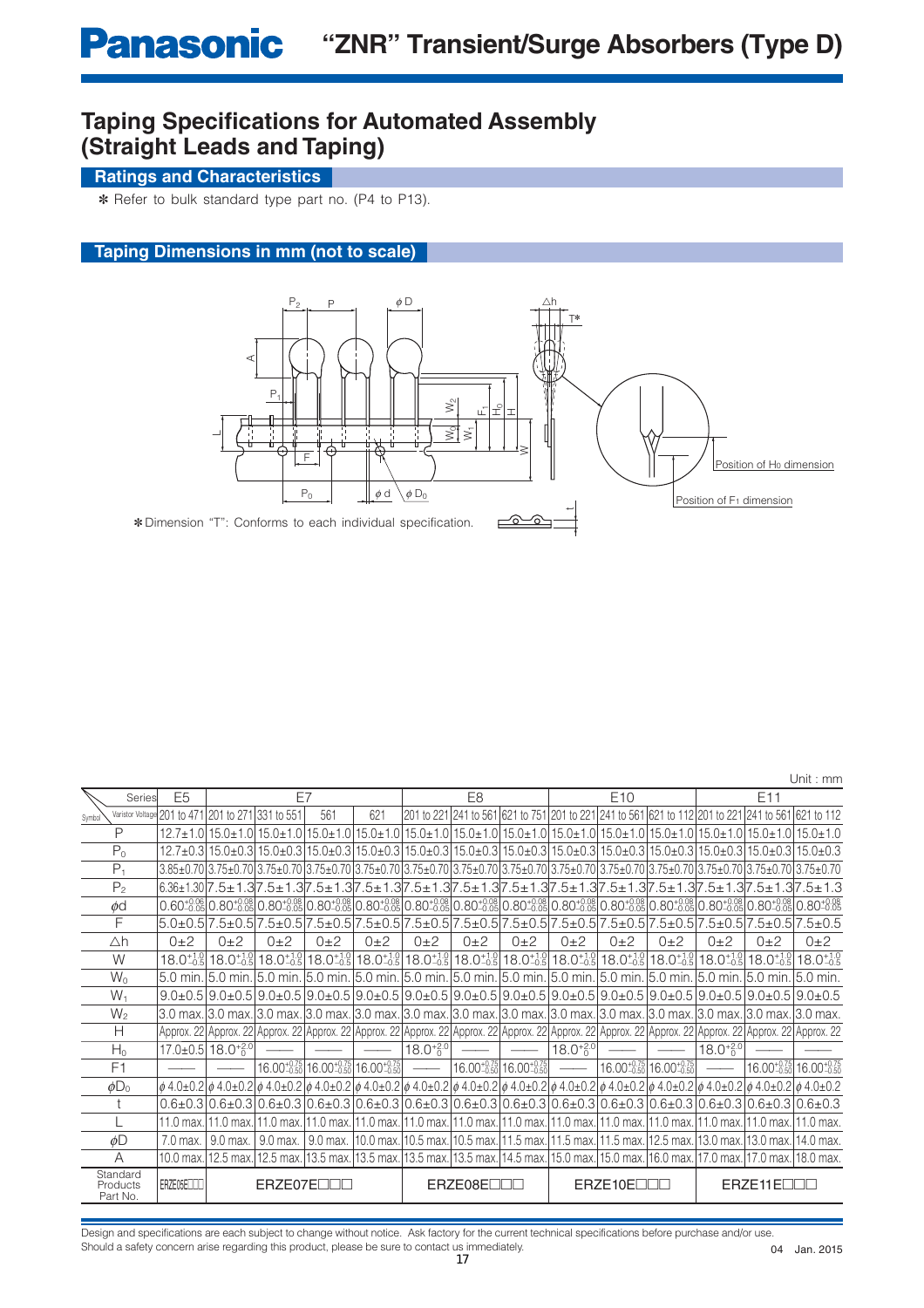# "ZNR" Transient/Surge Absorbers (Type D)

## Taping Specifications for Automated Assembly (Straight Leads and Taping)

### Ratings and Characteristics

✻ Refer to bulk standard type part no. (P4 to P13).

### Taping Dimensions in mm (not to scale)

✻Dimension "T": Conforms to each individual specification.

Position of $H_0$ dimension

Position of $F_1$ dimension

Unit : mm

| Symbol \ Series / Varistor Voltage | E5 | E7 | | | | E8 | | | E10 | | | E11 | | |
|---|---|---|---|---|---|---|---|---|---|---|---|---|---|---|
| | 201 to 471 | 201 to 271 | 331 to 551 | 561 | 621 | 201 to 221 | 241 to 561 | 621 to 751 | 201 to 221 | 241 to 561 | 621 to 112 | 201 to 221 | 241 to 561 | 621 to 112 |
| P | 12.7±1.0 | 15.0±1.0 | 15.0±1.0 | 15.0±1.0 | 15.0±1.0 | 15.0±1.0 | 15.0±1.0 | 15.0±1.0 | 15.0±1.0 | 15.0±1.0 | 15.0±1.0 | 15.0±1.0 | 15.0±1.0 | 15.0±1.0 |
| $P_0$ | 12.7±0.3 | 15.0±0.3 | 15.0±0.3 | 15.0±0.3 | 15.0±0.3 | 15.0±0.3 | 15.0±0.3 | 15.0±0.3 | 15.0±0.3 | 15.0±0.3 | 15.0±0.3 | 15.0±0.3 | 15.0±0.3 | 15.0±0.3 |
| $P_1$ | 3.85±0.70 | 3.75±0.70 | 3.75±0.70 | 3.75±0.70 | 3.75±0.70 | 3.75±0.70 | 3.75±0.70 | 3.75±0.70 | 3.75±0.70 | 3.75±0.70 | 3.75±0.70 | 3.75±0.70 | 3.75±0.70 | 3.75±0.70 |
| $P_2$ | 6.36±1.30 | 7.5±1.3 | 7.5±1.3 | 7.5±1.3 | 7.5±1.3 | 7.5±1.3 | 7.5±1.3 | 7.5±1.3 | 7.5±1.3 | 7.5±1.3 | 7.5±1.3 | 7.5±1.3 | 7.5±1.3 | 7.5±1.3 |
| $\phi$d | $0.60^{+0.06}_{-0.05}$ | $0.80^{+0.08}_{-0.05}$ | $0.80^{+0.08}_{-0.05}$ | $0.80^{+0.08}_{-0.05}$ | $0.80^{+0.08}_{-0.05}$ | $0.80^{+0.08}_{-0.05}$ | $0.80^{+0.08}_{-0.05}$ | $0.80^{+0.08}_{-0.05}$ | $0.80^{+0.08}_{-0.05}$ | $0.80^{+0.08}_{-0.05}$ | $0.80^{+0.08}_{-0.05}$ | $0.80^{+0.08}_{-0.05}$ | $0.80^{+0.08}_{-0.05}$ | $0.80^{+0.08}_{-0.05}$ |
| F | 5.0±0.5 | 7.5±0.5 | 7.5±0.5 | 7.5±0.5 | 7.5±0.5 | 7.5±0.5 | 7.5±0.5 | 7.5±0.5 | 7.5±0.5 | 7.5±0.5 | 7.5±0.5 | 7.5±0.5 | 7.5±0.5 | 7.5±0.5 |
| △h | 0±2 | 0±2 | 0±2 | 0±2 | 0±2 | 0±2 | 0±2 | 0±2 | 0±2 | 0±2 | 0±2 | 0±2 | 0±2 | 0±2 |
| W | $18.0^{+1.0}_{-0.5}$ | $18.0^{+1.0}_{-0.5}$ | $18.0^{+1.0}_{-0.5}$ | $18.0^{+1.0}_{-0.5}$ | $18.0^{+1.0}_{-0.5}$ | $18.0^{+1.0}_{-0.5}$ | $18.0^{+1.0}_{-0.5}$ | $18.0^{+1.0}_{-0.5}$ | $18.0^{+1.0}_{-0.5}$ | $18.0^{+1.0}_{-0.5}$ | $18.0^{+1.0}_{-0.5}$ | $18.0^{+1.0}_{-0.5}$ | $18.0^{+1.0}_{-0.5}$ | $18.0^{+1.0}_{-0.5}$ |
| $W_0$ | 5.0 min. | 5.0 min. | 5.0 min. | 5.0 min. | 5.0 min. | 5.0 min. | 5.0 min. | 5.0 min. | 5.0 min. | 5.0 min. | 5.0 min. | 5.0 min. | 5.0 min. | 5.0 min. |
| $W_1$ | 9.0±0.5 | 9.0±0.5 | 9.0±0.5 | 9.0±0.5 | 9.0±0.5 | 9.0±0.5 | 9.0±0.5 | 9.0±0.5 | 9.0±0.5 | 9.0±0.5 | 9.0±0.5 | 9.0±0.5 | 9.0±0.5 | 9.0±0.5 |
| $W_2$ | 3.0 max. | 3.0 max. | 3.0 max. | 3.0 max. | 3.0 max. | 3.0 max. | 3.0 max. | 3.0 max. | 3.0 max. | 3.0 max. | 3.0 max. | 3.0 max. | 3.0 max. | 3.0 max. |
| H | Approx. 22 | Approx. 22 | Approx. 22 | Approx. 22 | Approx. 22 | Approx. 22 | Approx. 22 | Approx. 22 | Approx. 22 | Approx. 22 | Approx. 22 | Approx. 22 | Approx. 22 | Approx. 22 |
| $H_0$ | 17.0±0.5 | $18.0^{+2.0}_{0}$ | —— | —— | —— | $18.0^{+2.0}_{0}$ | —— | —— | $18.0^{+2.0}_{0}$ | —— | —— | $18.0^{+2.0}_{0}$ | —— | —— |
| F1 | —— | —— | $16.00^{+0.75}_{-0.50}$ | $16.00^{+0.75}_{-0.50}$ | $16.00^{+0.75}_{-0.50}$ | —— | $16.00^{+0.75}_{-0.50}$ | $16.00^{+0.75}_{-0.50}$ | —— | $16.00^{+0.75}_{-0.50}$ | $16.00^{+0.75}_{-0.50}$ | —— | $16.00^{+0.75}_{-0.50}$ | $16.00^{+0.75}_{-0.50}$ |
| $\phi D_0$ | $\phi$ 4.0±0.2 | $\phi$ 4.0±0.2 | $\phi$ 4.0±0.2 | $\phi$ 4.0±0.2 | $\phi$ 4.0±0.2 | $\phi$ 4.0±0.2 | $\phi$ 4.0±0.2 | $\phi$ 4.0±0.2 | $\phi$ 4.0±0.2 | $\phi$ 4.0±0.2 | $\phi$ 4.0±0.2 | $\phi$ 4.0±0.2 | $\phi$ 4.0±0.2 | $\phi$ 4.0±0.2 |
| t | 0.6±0.3 | 0.6±0.3 | 0.6±0.3 | 0.6±0.3 | 0.6±0.3 | 0.6±0.3 | 0.6±0.3 | 0.6±0.3 | 0.6±0.3 | 0.6±0.3 | 0.6±0.3 | 0.6±0.3 | 0.6±0.3 | 0.6±0.3 |
| L | 11.0 max. | 11.0 max. | 11.0 max. | 11.0 max. | 11.0 max. | 11.0 max. | 11.0 max. | 11.0 max. | 11.0 max. | 11.0 max. | 11.0 max. | 11.0 max. | 11.0 max. | 11.0 max. |
| $\phi$D | 7.0 max. | 9.0 max. | 9.0 max. | 9.0 max. | 10.0 max. | 10.5 max. | 10.5 max. | 11.5 max. | 11.5 max. | 11.5 max. | 12.5 max. | 13.0 max. | 13.0 max. | 14.0 max. |
| A | 10.0 max. | 12.5 max. | 12.5 max. | 13.5 max. | 13.5 max. | 13.5 max. | 13.5 max. | 14.5 max. | 15.0 max. | 15.0 max. | 16.0 max. | 17.0 max. | 17.0 max. | 18.0 max. |
| Standard Products Part No. | ERZE05E□□□ | ERZE07E□□□ | | | | ERZE08E□□□ | | | ERZE10E□□□ | | | ERZE11E□□□ | | |

Design and specifications are each subject to change without notice. Ask factory for the current technical specifications before purchase and/or use.
Should a safety concern arise regarding this product, please be sure to contact us immediately.

04 Jan. 2015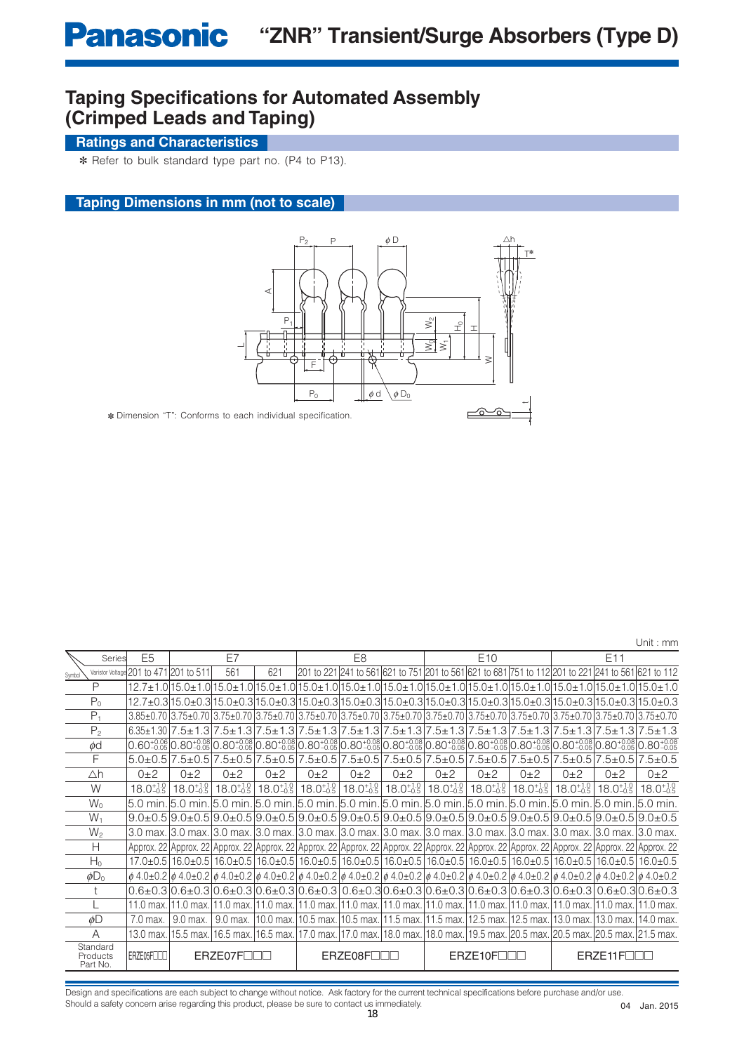Panasonic **"ZNR" Transient/Surge Absorbers (Type D)**

# Taping Specifications for Automated Assembly (Crimped Leads and Taping)

## Ratings and Characteristics

✽ Refer to bulk standard type part no. (P4 to P13).

## Taping Dimensions in mm (not to scale)

✽ Dimension "T": Conforms to each individual specification.

Unit : mm

| Series | E5 | E7 | | | E8 | | | E10 | | | E11 | | |
|---|---|---|---|---|---|---|---|---|---|---|---|---|---|
| Symbol \ Varistor Voltage | 201 to 471 | 201 to 511 | 561 | 621 | 201 to 221 | 241 to 561 | 621 to 751 | 201 to 561 | 621 to 681 | 751 to 112 | 201 to 221 | 241 to 561 | 621 to 112 |
| P | 12.7±1.0 | 15.0±1.0 | 15.0±1.0 | 15.0±1.0 | 15.0±1.0 | 15.0±1.0 | 15.0±1.0 | 15.0±1.0 | 15.0±1.0 | 15.0±1.0 | 15.0±1.0 | 15.0±1.0 | 15.0±1.0 |
| $P_0$ | 12.7±0.3 | 15.0±0.3 | 15.0±0.3 | 15.0±0.3 | 15.0±0.3 | 15.0±0.3 | 15.0±0.3 | 15.0±0.3 | 15.0±0.3 | 15.0±0.3 | 15.0±0.3 | 15.0±0.3 | 15.0±0.3 |
| $P_1$ | 3.85±0.70 | 3.75±0.70 | 3.75±0.70 | 3.75±0.70 | 3.75±0.70 | 3.75±0.70 | 3.75±0.70 | 3.75±0.70 | 3.75±0.70 | 3.75±0.70 | 3.75±0.70 | 3.75±0.70 | 3.75±0.70 |
| $P_2$ | 6.35±1.30 | 7.5±1.3 | 7.5±1.3 | 7.5±1.3 | 7.5±1.3 | 7.5±1.3 | 7.5±1.3 | 7.5±1.3 | 7.5±1.3 | 7.5±1.3 | 7.5±1.3 | 7.5±1.3 | 7.5±1.3 |
| $\phi$d | $0.60^{+0.06}_{-0.05}$ | $0.80^{+0.08}_{-0.05}$ | $0.80^{+0.08}_{-0.05}$ | $0.80^{+0.08}_{-0.05}$ | $0.80^{+0.08}_{-0.05}$ | $0.80^{+0.08}_{-0.05}$ | $0.80^{+0.08}_{-0.05}$ | $0.80^{+0.08}_{-0.05}$ | $0.80^{+0.08}_{-0.05}$ | $0.80^{+0.08}_{-0.05}$ | $0.80^{+0.08}_{-0.05}$ | $0.80^{+0.08}_{-0.05}$ | $0.80^{+0.08}_{-0.05}$ |
| F | 5.0±0.5 | 7.5±0.5 | 7.5±0.5 | 7.5±0.5 | 7.5±0.5 | 7.5±0.5 | 7.5±0.5 | 7.5±0.5 | 7.5±0.5 | 7.5±0.5 | 7.5±0.5 | 7.5±0.5 | 7.5±0.5 |
| $\triangle$h | 0±2 | 0±2 | 0±2 | 0±2 | 0±2 | 0±2 | 0±2 | 0±2 | 0±2 | 0±2 | 0±2 | 0±2 | 0±2 |
| W | $18.0^{+1.0}_{-0.5}$ | $18.0^{+1.0}_{-0.5}$ | $18.0^{+1.0}_{-0.5}$ | $18.0^{+1.0}_{-0.5}$ | $18.0^{+1.0}_{-0.5}$ | $18.0^{+1.0}_{-0.5}$ | $18.0^{+1.0}_{-0.5}$ | $18.0^{+1.0}_{-0.5}$ | $18.0^{+1.0}_{-0.5}$ | $18.0^{+1.0}_{-0.5}$ | $18.0^{+1.0}_{-0.5}$ | $18.0^{+1.0}_{-0.5}$ | $18.0^{+1.0}_{-0.5}$ |
| $W_0$ | 5.0 min. | 5.0 min. | 5.0 min. | 5.0 min. | 5.0 min. | 5.0 min. | 5.0 min. | 5.0 min. | 5.0 min. | 5.0 min. | 5.0 min. | 5.0 min. | 5.0 min. |
| $W_1$ | 9.0±0.5 | 9.0±0.5 | 9.0±0.5 | 9.0±0.5 | 9.0±0.5 | 9.0±0.5 | 9.0±0.5 | 9.0±0.5 | 9.0±0.5 | 9.0±0.5 | 9.0±0.5 | 9.0±0.5 | 9.0±0.5 |
| $W_2$ | 3.0 max. | 3.0 max. | 3.0 max. | 3.0 max. | 3.0 max. | 3.0 max. | 3.0 max. | 3.0 max. | 3.0 max. | 3.0 max. | 3.0 max. | 3.0 max. | 3.0 max. |
| H | Approx. 22 | Approx. 22 | Approx. 22 | Approx. 22 | Approx. 22 | Approx. 22 | Approx. 22 | Approx. 22 | Approx. 22 | Approx. 22 | Approx. 22 | Approx. 22 | Approx. 22 |
| $H_0$ | 17.0±0.5 | 16.0±0.5 | 16.0±0.5 | 16.0±0.5 | 16.0±0.5 | 16.0±0.5 | 16.0±0.5 | 16.0±0.5 | 16.0±0.5 | 16.0±0.5 | 16.0±0.5 | 16.0±0.5 | 16.0±0.5 |
| $\phi D_0$ | $\phi$ 4.0±0.2 | $\phi$ 4.0±0.2 | $\phi$ 4.0±0.2 | $\phi$ 4.0±0.2 | $\phi$ 4.0±0.2 | $\phi$ 4.0±0.2 | $\phi$ 4.0±0.2 | $\phi$ 4.0±0.2 | $\phi$ 4.0±0.2 | $\phi$ 4.0±0.2 | $\phi$ 4.0±0.2 | $\phi$ 4.0±0.2 | $\phi$ 4.0±0.2 |
| t | 0.6±0.3 | 0.6±0.3 | 0.6±0.3 | 0.6±0.3 | 0.6±0.3 | 0.6±0.3 | 0.6±0.3 | 0.6±0.3 | 0.6±0.3 | 0.6±0.3 | 0.6±0.3 | 0.6±0.3 | 0.6±0.3 |
| L | 11.0 max. | 11.0 max. | 11.0 max. | 11.0 max. | 11.0 max. | 11.0 max. | 11.0 max. | 11.0 max. | 11.0 max. | 11.0 max. | 11.0 max. | 11.0 max. | 11.0 max. |
| $\phi$D | 7.0 max. | 9.0 max. | 9.0 max. | 10.0 max. | 10.5 max. | 10.5 max. | 11.5 max. | 11.5 max. | 12.5 max. | 12.5 max. | 13.0 max. | 13.0 max. | 14.0 max. |
| A | 13.0 max. | 15.5 max. | 16.5 max. | 16.5 max. | 17.0 max. | 17.0 max. | 18.0 max. | 18.0 max. | 19.5 max. | 20.5 max. | 20.5 max. | 20.5 max. | 21.5 max. |
| Standard Products Part No. | ERZE05F□□□ | ERZE07F□□□ | | | ERZE08F□□□ | | | ERZE10F□□□ | | | ERZE11F□□□ | | |

Design and specifications are each subject to change without notice. Ask factory for the current technical specifications before purchase and/or use.
Should a safety concern arise regarding this product, please be sure to contact us immediately.

04 Jan. 2015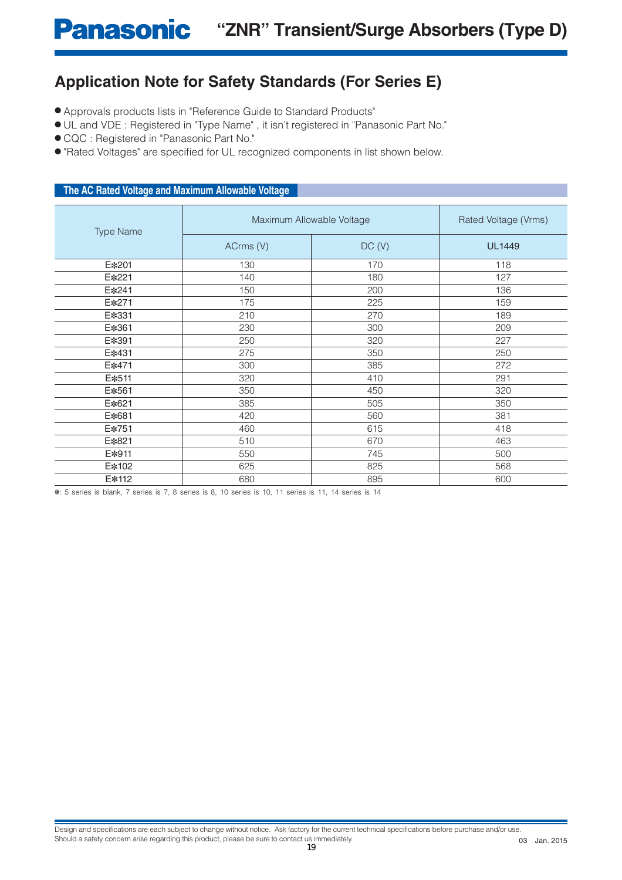# Application Note for Safety Standards (For Series E)

- Approvals products lists in "Reference Guide to Standard Products"
- UL and VDE : Registered in "Type Name" , it isn't registered in "Panasonic Part No."
- CQC : Registered in "Panasonic Part No."
- "Rated Voltages" are specified for UL recognized components in list shown below.

## The AC Rated Voltage and Maximum Allowable Voltage

| Type Name | Maximum Allowable Voltage | | Rated Voltage (Vrms) |
|---|---|---|---|
| | ACrms (V) | DC (V) | UL1449 |
| E✻201 | 130 | 170 | 118 |
| E✻221 | 140 | 180 | 127 |
| E✻241 | 150 | 200 | 136 |
| E✻271 | 175 | 225 | 159 |
| E✻331 | 210 | 270 | 189 |
| E✻361 | 230 | 300 | 209 |
| E✻391 | 250 | 320 | 227 |
| E✻431 | 275 | 350 | 250 |
| E✻471 | 300 | 385 | 272 |
| E✻511 | 320 | 410 | 291 |
| E✻561 | 350 | 450 | 320 |
| E✻621 | 385 | 505 | 350 |
| E✻681 | 420 | 560 | 381 |
| E✻751 | 460 | 615 | 418 |
| E✻821 | 510 | 670 | 463 |
| E✻911 | 550 | 745 | 500 |
| E✻102 | 625 | 825 | 568 |
| E✻112 | 680 | 895 | 600 |

✻: 5 series is blank, 7 series is 7, 8 series is 8, 10 series is 10, 11 series is 11, 14 series is 14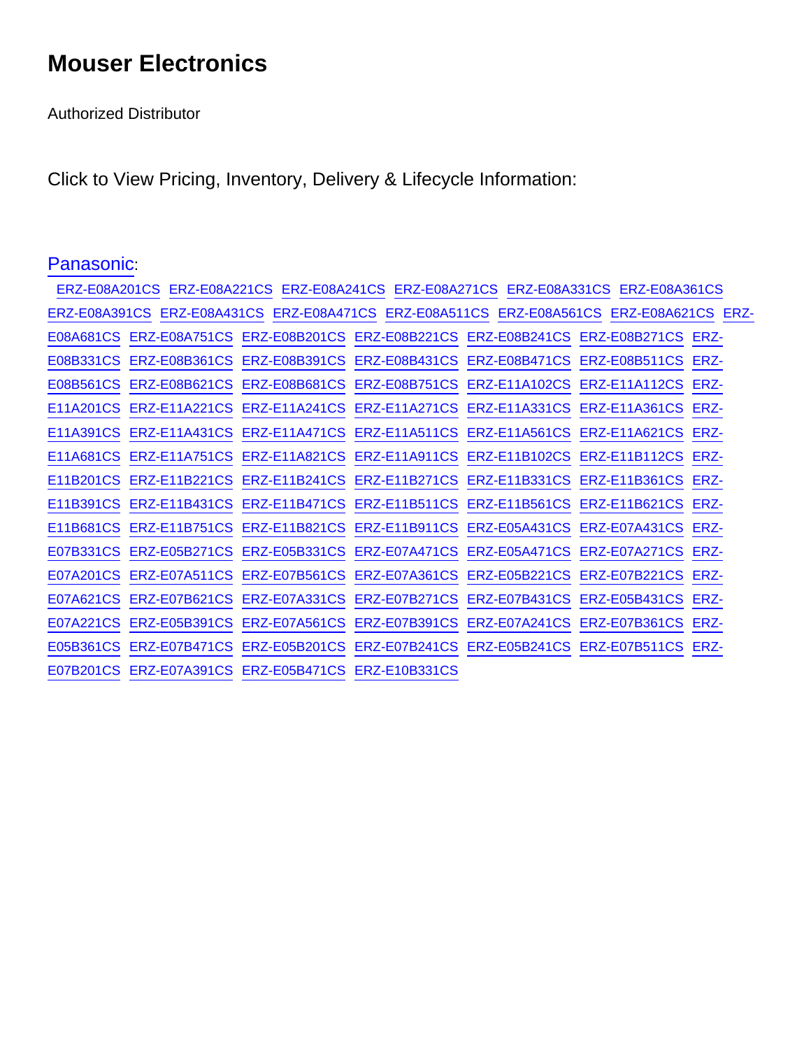# Mouser Electronics

Authorized Distributor

Click to View Pricing, Inventory, Delivery & Lifecycle Information:

Panasonic:

ERZ-E08A201CS ERZ-E08A221CS ERZ-E08A241CS ERZ-E08A271CS ERZ-E08A331CS ERZ-E08A361CS ERZ-E08A391CS ERZ-E08A431CS ERZ-E08A471CS ERZ-E08A511CS ERZ-E08A561CS ERZ-E08A621CS ERZ-E08A681CS ERZ-E08A751CS ERZ-E08B201CS ERZ-E08B221CS ERZ-E08B241CS ERZ-E08B271CS ERZ-E08B331CS ERZ-E08B361CS ERZ-E08B391CS ERZ-E08B431CS ERZ-E08B471CS ERZ-E08B511CS ERZ-E08B561CS ERZ-E08B621CS ERZ-E08B681CS ERZ-E08B751CS ERZ-E11A102CS ERZ-E11A112CS ERZ-E11A201CS ERZ-E11A221CS ERZ-E11A241CS ERZ-E11A271CS ERZ-E11A331CS ERZ-E11A361CS ERZ-E11A391CS ERZ-E11A431CS ERZ-E11A471CS ERZ-E11A511CS ERZ-E11A561CS ERZ-E11A621CS ERZ-E11A681CS ERZ-E11A751CS ERZ-E11A821CS ERZ-E11A911CS ERZ-E11B102CS ERZ-E11B112CS ERZ-E11B201CS ERZ-E11B221CS ERZ-E11B241CS ERZ-E11B271CS ERZ-E11B331CS ERZ-E11B361CS ERZ-E11B391CS ERZ-E11B431CS ERZ-E11B471CS ERZ-E11B511CS ERZ-E11B561CS ERZ-E11B621CS ERZ-E11B681CS ERZ-E11B751CS ERZ-E11B821CS ERZ-E11B911CS ERZ-E05A431CS ERZ-E07A431CS ERZ-E07B331CS ERZ-E05B271CS ERZ-E05B331CS ERZ-E07A471CS ERZ-E05A471CS ERZ-E07A271CS ERZ-E07A201CS ERZ-E07A511CS ERZ-E07B561CS ERZ-E07A361CS ERZ-E05B221CS ERZ-E07B221CS ERZ-E07A621CS ERZ-E07B621CS ERZ-E07A331CS ERZ-E07B271CS ERZ-E07B431CS ERZ-E05B431CS ERZ-E07A221CS ERZ-E05B391CS ERZ-E07A561CS ERZ-E07B391CS ERZ-E07A241CS ERZ-E07B361CS ERZ-E05B361CS ERZ-E07B471CS ERZ-E05B201CS ERZ-E07B241CS ERZ-E05B241CS ERZ-E07B511CS ERZ-E07B201CS ERZ-E07A391CS ERZ-E05B471CS ERZ-E10B331CS